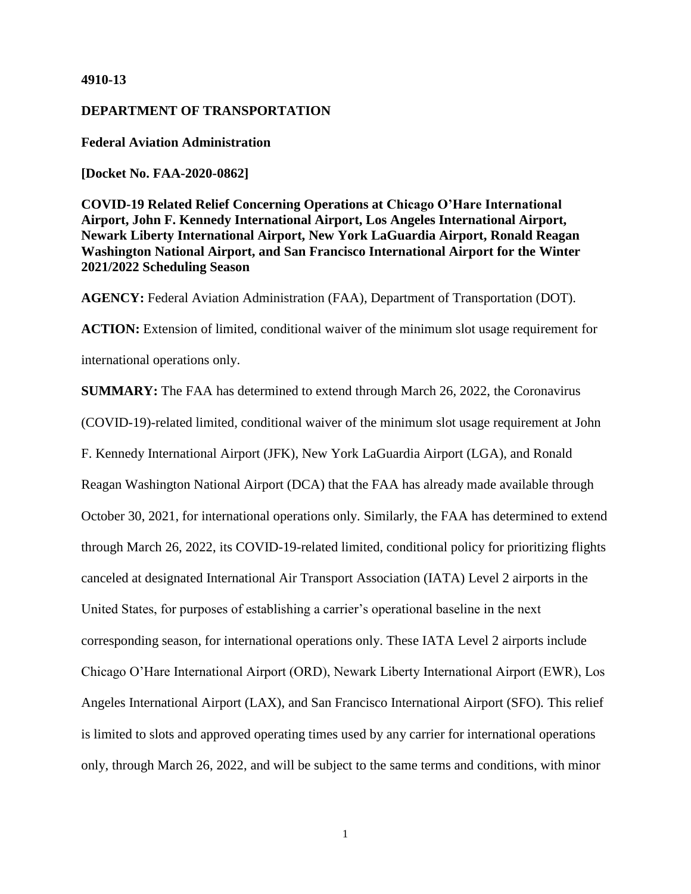**4910-13**

**DEPARTMENT OF TRANSPORTATION**

**Federal Aviation Administration**

**[Docket No. FAA-2020-0862]**

**COVID-19 Related Relief Concerning Operations at Chicago O'Hare International Airport, John F. Kennedy International Airport, Los Angeles International Airport, Newark Liberty International Airport, New York LaGuardia Airport, Ronald Reagan Washington National Airport, and San Francisco International Airport for the Winter 2021/2022 Scheduling Season**

**AGENCY:** Federal Aviation Administration (FAA), Department of Transportation (DOT).

**ACTION:** Extension of limited, conditional waiver of the minimum slot usage requirement for international operations only.

**SUMMARY:** The FAA has determined to extend through March 26, 2022, the Coronavirus (COVID-19)-related limited, conditional waiver of the minimum slot usage requirement at John F. Kennedy International Airport (JFK), New York LaGuardia Airport (LGA), and Ronald Reagan Washington National Airport (DCA) that the FAA has already made available through October 30, 2021, for international operations only. Similarly, the FAA has determined to extend through March 26, 2022, its COVID-19-related limited, conditional policy for prioritizing flights canceled at designated International Air Transport Association (IATA) Level 2 airports in the United States, for purposes of establishing a carrier's operational baseline in the next corresponding season, for international operations only. These IATA Level 2 airports include Chicago O'Hare International Airport (ORD), Newark Liberty International Airport (EWR), Los Angeles International Airport (LAX), and San Francisco International Airport (SFO). This relief is limited to slots and approved operating times used by any carrier for international operations only, through March 26, 2022, and will be subject to the same terms and conditions, with minor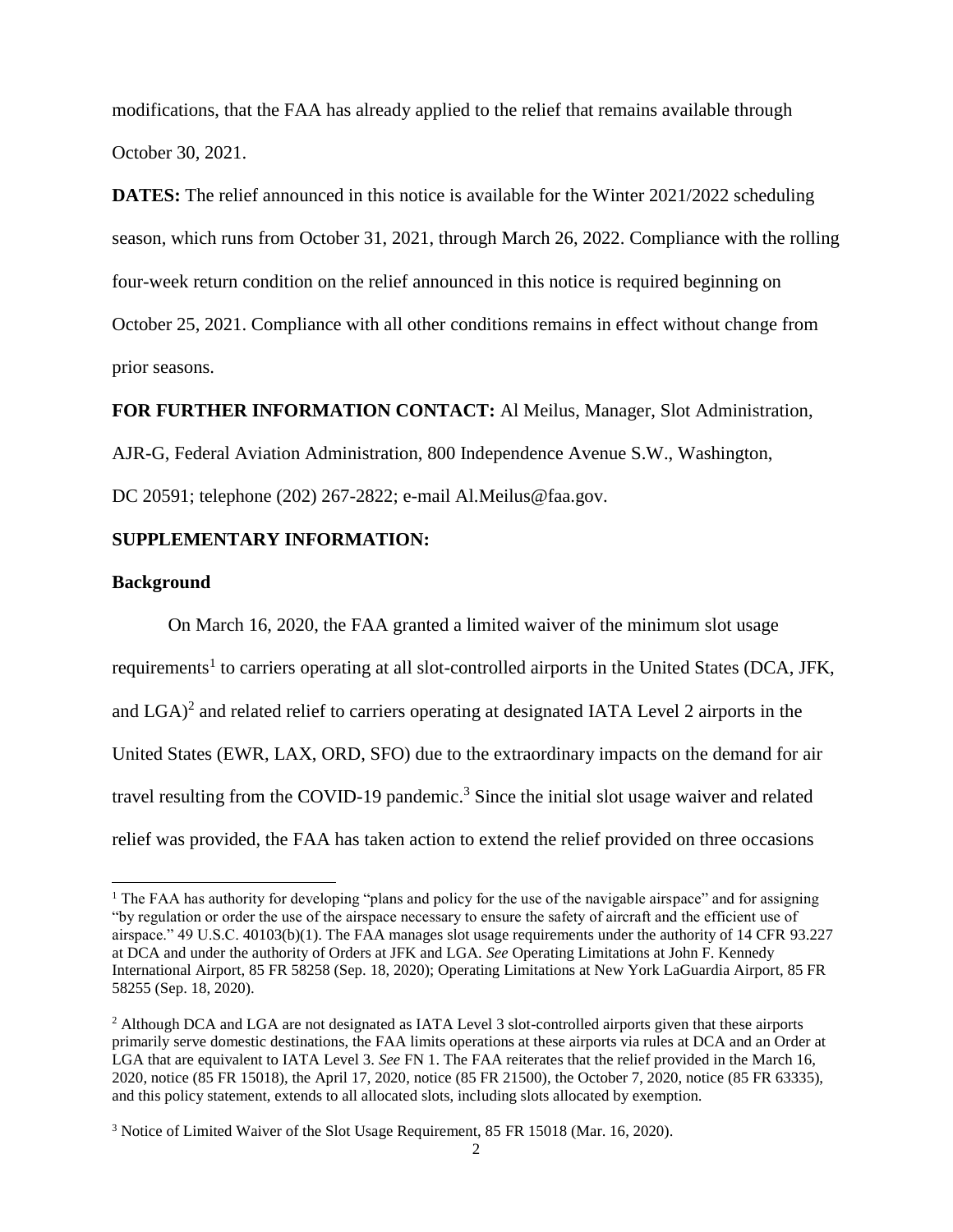modifications, that the FAA has already applied to the relief that remains available through October 30, 2021.

**DATES:** The relief announced in this notice is available for the Winter 2021/2022 scheduling season, which runs from October 31, 2021, through March 26, 2022. Compliance with the rolling four-week return condition on the relief announced in this notice is required beginning on October 25, 2021. Compliance with all other conditions remains in effect without change from prior seasons.

**FOR FURTHER INFORMATION CONTACT:** Al Meilus, Manager, Slot Administration, AJR-G, Federal Aviation Administration, 800 Independence Avenue S.W., Washington, DC 20591; telephone (202) 267-2822; e-mail Al.Meilus@faa.gov.

**SUPPLEMENTARY INFORMATION:**

**Background**

On March 16, 2020, the FAA granted a limited waiver of the minimum slot usage requirements[1] to carriers operating at all slot-controlled airports in the United States (DCA, JFK, and LGA)[2] and related relief to carriers operating at designated IATA Level 2 airports in the United States (EWR, LAX, ORD, SFO) due to the extraordinary impacts on the demand for air travel resulting from the COVID-19 pandemic.[3] Since the initial slot usage waiver and related relief was provided, the FAA has taken action to extend the relief provided on three occasions

[1] The FAA has authority for developing "plans and policy for the use of the navigable airspace" and for assigning "by regulation or order the use of the airspace necessary to ensure the safety of aircraft and the efficient use of airspace." 49 U.S.C. 40103(b)(1). The FAA manages slot usage requirements under the authority of 14 CFR 93.227 at DCA and under the authority of Orders at JFK and LGA. *See* Operating Limitations at John F. Kennedy International Airport, 85 FR 58258 (Sep. 18, 2020); Operating Limitations at New York LaGuardia Airport, 85 FR 58255 (Sep. 18, 2020).

[2] Although DCA and LGA are not designated as IATA Level 3 slot-controlled airports given that these airports primarily serve domestic destinations, the FAA limits operations at these airports via rules at DCA and an Order at LGA that are equivalent to IATA Level 3. *See* FN 1. The FAA reiterates that the relief provided in the March 16, 2020, notice (85 FR 15018), the April 17, 2020, notice (85 FR 21500), the October 7, 2020, notice (85 FR 63335), and this policy statement, extends to all allocated slots, including slots allocated by exemption.

[3] Notice of Limited Waiver of the Slot Usage Requirement, 85 FR 15018 (Mar. 16, 2020).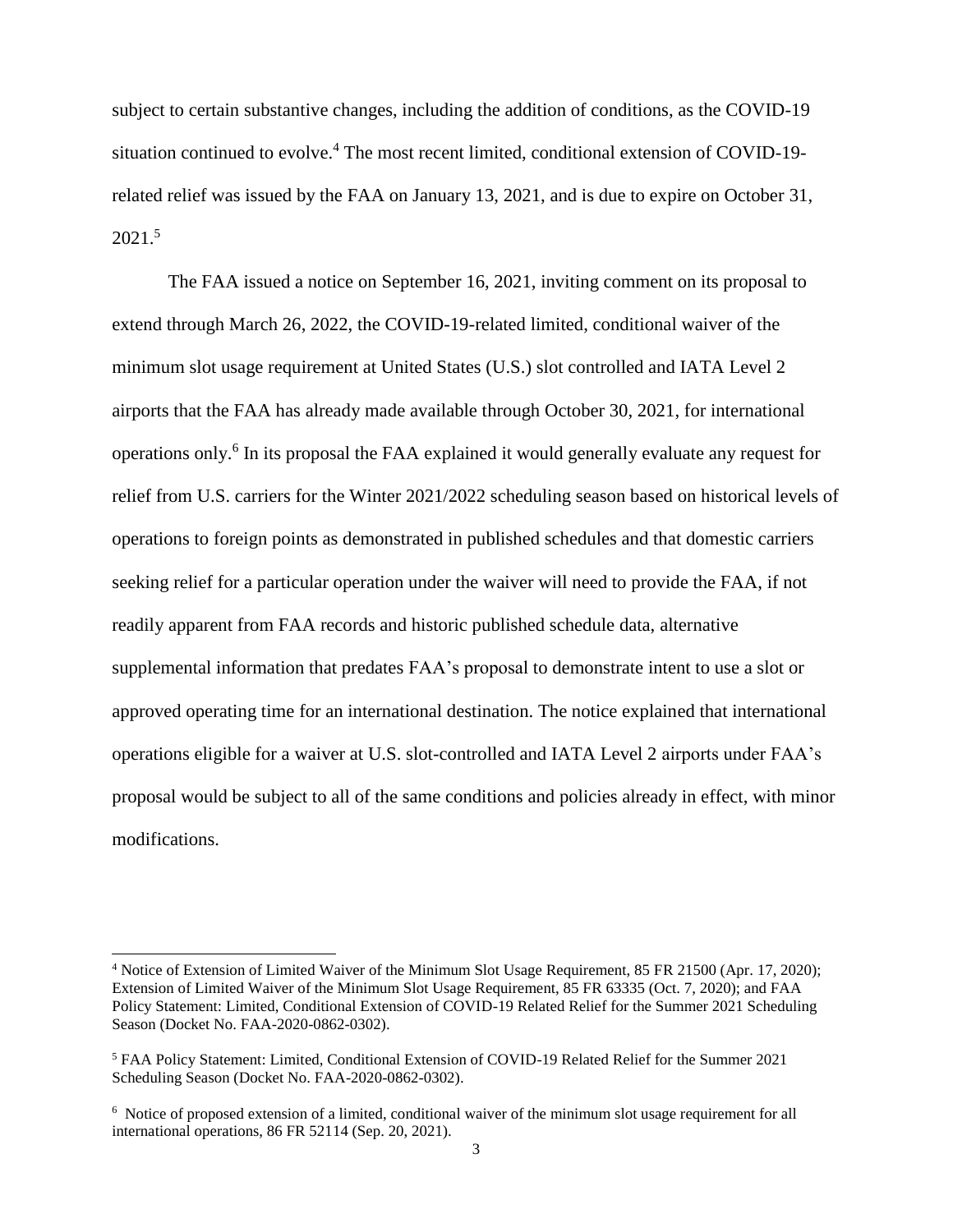subject to certain substantive changes, including the addition of conditions, as the COVID-19 situation continued to evolve.[4] The most recent limited, conditional extension of COVID-19-related relief was issued by the FAA on January 13, 2021, and is due to expire on October 31, 2021.[5]

The FAA issued a notice on September 16, 2021, inviting comment on its proposal to extend through March 26, 2022, the COVID-19-related limited, conditional waiver of the minimum slot usage requirement at United States (U.S.) slot controlled and IATA Level 2 airports that the FAA has already made available through October 30, 2021, for international operations only.[6] In its proposal the FAA explained it would generally evaluate any request for relief from U.S. carriers for the Winter 2021/2022 scheduling season based on historical levels of operations to foreign points as demonstrated in published schedules and that domestic carriers seeking relief for a particular operation under the waiver will need to provide the FAA, if not readily apparent from FAA records and historic published schedule data, alternative supplemental information that predates FAA's proposal to demonstrate intent to use a slot or approved operating time for an international destination. The notice explained that international operations eligible for a waiver at U.S. slot-controlled and IATA Level 2 airports under FAA's proposal would be subject to all of the same conditions and policies already in effect, with minor modifications.

---

[4] Notice of Extension of Limited Waiver of the Minimum Slot Usage Requirement, 85 FR 21500 (Apr. 17, 2020); Extension of Limited Waiver of the Minimum Slot Usage Requirement, 85 FR 63335 (Oct. 7, 2020); and FAA Policy Statement: Limited, Conditional Extension of COVID-19 Related Relief for the Summer 2021 Scheduling Season (Docket No. FAA-2020-0862-0302).

[5] FAA Policy Statement: Limited, Conditional Extension of COVID-19 Related Relief for the Summer 2021 Scheduling Season (Docket No. FAA-2020-0862-0302).

[6] Notice of proposed extension of a limited, conditional waiver of the minimum slot usage requirement for all international operations, 86 FR 52114 (Sep. 20, 2021).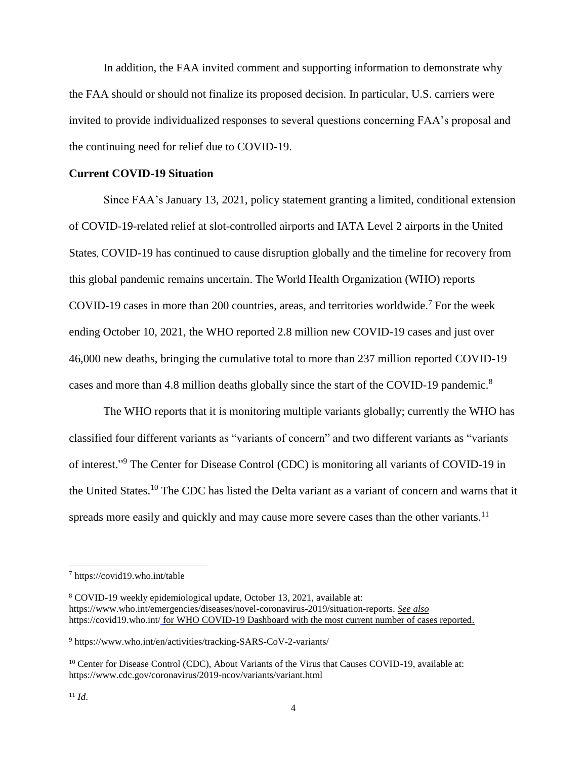In addition, the FAA invited comment and supporting information to demonstrate why the FAA should or should not finalize its proposed decision. In particular, U.S. carriers were invited to provide individualized responses to several questions concerning FAA's proposal and the continuing need for relief due to COVID-19.

**Current COVID-19 Situation**

Since FAA's January 13, 2021, policy statement granting a limited, conditional extension of COVID-19-related relief at slot-controlled airports and IATA Level 2 airports in the United States, COVID-19 has continued to cause disruption globally and the timeline for recovery from this global pandemic remains uncertain. The World Health Organization (WHO) reports COVID-19 cases in more than 200 countries, areas, and territories worldwide.[7] For the week ending October 10, 2021, the WHO reported 2.8 million new COVID-19 cases and just over 46,000 new deaths, bringing the cumulative total to more than 237 million reported COVID-19 cases and more than 4.8 million deaths globally since the start of the COVID-19 pandemic.[8]

The WHO reports that it is monitoring multiple variants globally; currently the WHO has classified four different variants as "variants of concern" and two different variants as "variants of interest."[9] The Center for Disease Control (CDC) is monitoring all variants of COVID-19 in the United States.[10] The CDC has listed the Delta variant as a variant of concern and warns that it spreads more easily and quickly and may cause more severe cases than the other variants.[11]

---

[7] https://covid19.who.int/table

[8] COVID-19 weekly epidemiological update, October 13, 2021, available at: https://www.who.int/emergencies/diseases/novel-coronavirus-2019/situation-reports. *See also* https://covid19.who.int/ for WHO COVID-19 Dashboard with the most current number of cases reported.

[9] https://www.who.int/en/activities/tracking-SARS-CoV-2-variants/

[10] Center for Disease Control (CDC), About Variants of the Virus that Causes COVID-19, available at: https://www.cdc.gov/coronavirus/2019-ncov/variants/variant.html

[11] *Id*.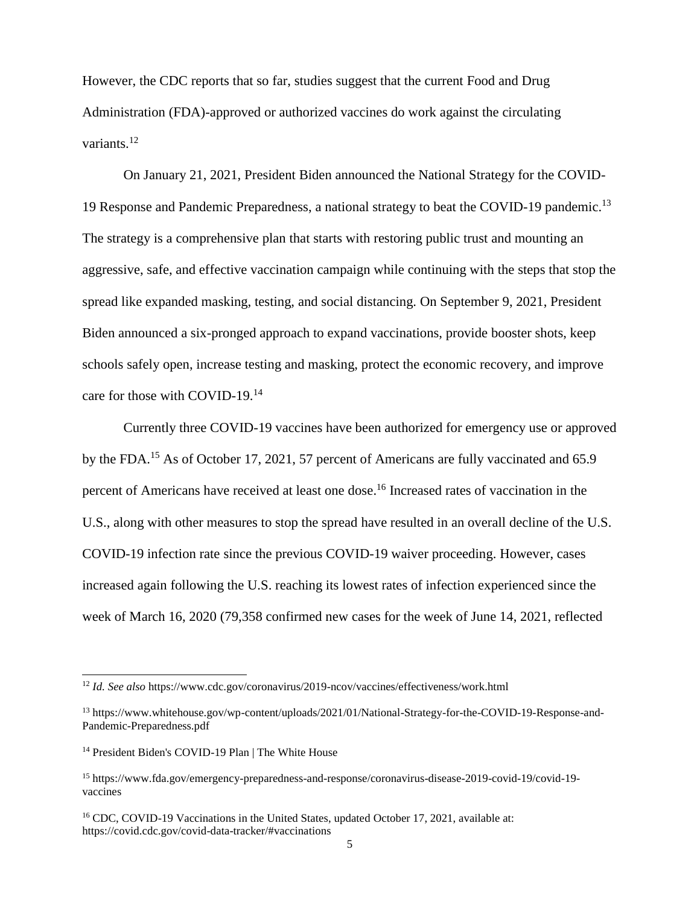However, the CDC reports that so far, studies suggest that the current Food and Drug Administration (FDA)-approved or authorized vaccines do work against the circulating variants.[12]

On January 21, 2021, President Biden announced the National Strategy for the COVID-19 Response and Pandemic Preparedness, a national strategy to beat the COVID-19 pandemic.[13] The strategy is a comprehensive plan that starts with restoring public trust and mounting an aggressive, safe, and effective vaccination campaign while continuing with the steps that stop the spread like expanded masking, testing, and social distancing. On September 9, 2021, President Biden announced a six-pronged approach to expand vaccinations, provide booster shots, keep schools safely open, increase testing and masking, protect the economic recovery, and improve care for those with COVID-19.[14]

Currently three COVID-19 vaccines have been authorized for emergency use or approved by the FDA.[15] As of October 17, 2021, 57 percent of Americans are fully vaccinated and 65.9 percent of Americans have received at least one dose.[16] Increased rates of vaccination in the U.S., along with other measures to stop the spread have resulted in an overall decline of the U.S. COVID-19 infection rate since the previous COVID-19 waiver proceeding. However, cases increased again following the U.S. reaching its lowest rates of infection experienced since the week of March 16, 2020 (79,358 confirmed new cases for the week of June 14, 2021, reflected

---

[12] *Id. See also* https://www.cdc.gov/coronavirus/2019-ncov/vaccines/effectiveness/work.html

[13] https://www.whitehouse.gov/wp-content/uploads/2021/01/National-Strategy-for-the-COVID-19-Response-and-Pandemic-Preparedness.pdf

[14] President Biden's COVID-19 Plan | The White House

[15] https://www.fda.gov/emergency-preparedness-and-response/coronavirus-disease-2019-covid-19/covid-19-vaccines

[16] CDC, COVID-19 Vaccinations in the United States, updated October 17, 2021, available at: https://covid.cdc.gov/covid-data-tracker/#vaccinations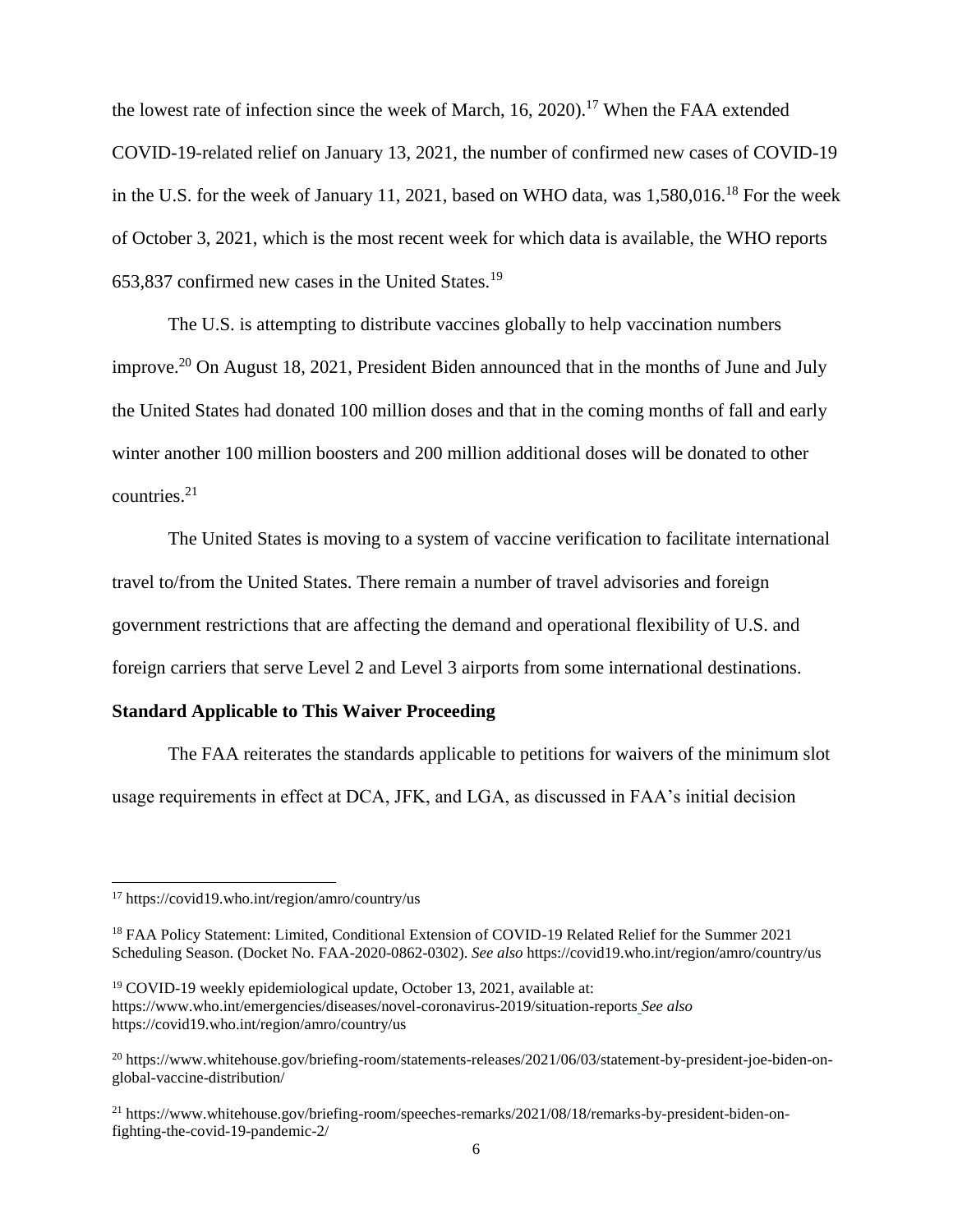the lowest rate of infection since the week of March, 16, 2020).[17] When the FAA extended COVID-19-related relief on January 13, 2021, the number of confirmed new cases of COVID-19 in the U.S. for the week of January 11, 2021, based on WHO data, was 1,580,016.[18] For the week of October 3, 2021, which is the most recent week for which data is available, the WHO reports 653,837 confirmed new cases in the United States.[19]

The U.S. is attempting to distribute vaccines globally to help vaccination numbers improve.[20] On August 18, 2021, President Biden announced that in the months of June and July the United States had donated 100 million doses and that in the coming months of fall and early winter another 100 million boosters and 200 million additional doses will be donated to other countries.[21]

The United States is moving to a system of vaccine verification to facilitate international travel to/from the United States. There remain a number of travel advisories and foreign government restrictions that are affecting the demand and operational flexibility of U.S. and foreign carriers that serve Level 2 and Level 3 airports from some international destinations.

**Standard Applicable to This Waiver Proceeding**

The FAA reiterates the standards applicable to petitions for waivers of the minimum slot usage requirements in effect at DCA, JFK, and LGA, as discussed in FAA's initial decision

---

[17] https://covid19.who.int/region/amro/country/us

[18] FAA Policy Statement: Limited, Conditional Extension of COVID-19 Related Relief for the Summer 2021 Scheduling Season. (Docket No. FAA-2020-0862-0302). *See also* https://covid19.who.int/region/amro/country/us

[19] COVID-19 weekly epidemiological update, October 13, 2021, available at: https://www.who.int/emergencies/diseases/novel-coronavirus-2019/situation-reports *See also* https://covid19.who.int/region/amro/country/us

[20] https://www.whitehouse.gov/briefing-room/statements-releases/2021/06/03/statement-by-president-joe-biden-on-global-vaccine-distribution/

[21] https://www.whitehouse.gov/briefing-room/speeches-remarks/2021/08/18/remarks-by-president-biden-on-fighting-the-covid-19-pandemic-2/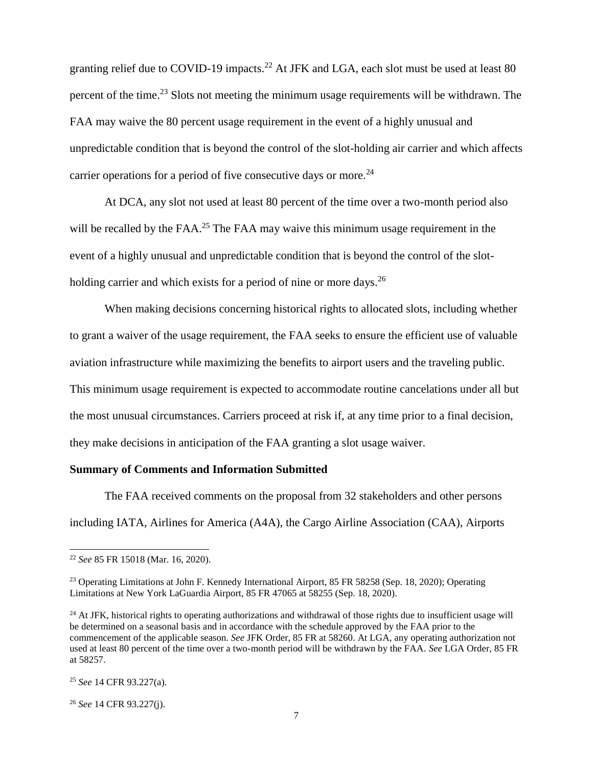granting relief due to COVID-19 impacts.[22] At JFK and LGA, each slot must be used at least 80 percent of the time.[23] Slots not meeting the minimum usage requirements will be withdrawn. The FAA may waive the 80 percent usage requirement in the event of a highly unusual and unpredictable condition that is beyond the control of the slot-holding air carrier and which affects carrier operations for a period of five consecutive days or more.[24]

At DCA, any slot not used at least 80 percent of the time over a two-month period also will be recalled by the FAA.[25] The FAA may waive this minimum usage requirement in the event of a highly unusual and unpredictable condition that is beyond the control of the slot-holding carrier and which exists for a period of nine or more days.[26]

When making decisions concerning historical rights to allocated slots, including whether to grant a waiver of the usage requirement, the FAA seeks to ensure the efficient use of valuable aviation infrastructure while maximizing the benefits to airport users and the traveling public. This minimum usage requirement is expected to accommodate routine cancelations under all but the most unusual circumstances. Carriers proceed at risk if, at any time prior to a final decision, they make decisions in anticipation of the FAA granting a slot usage waiver.

**Summary of Comments and Information Submitted**

The FAA received comments on the proposal from 32 stakeholders and other persons including IATA, Airlines for America (A4A), the Cargo Airline Association (CAA), Airports

---

[22] *See* 85 FR 15018 (Mar. 16, 2020).

[23] Operating Limitations at John F. Kennedy International Airport, 85 FR 58258 (Sep. 18, 2020); Operating Limitations at New York LaGuardia Airport, 85 FR 47065 at 58255 (Sep. 18, 2020).

[24] At JFK, historical rights to operating authorizations and withdrawal of those rights due to insufficient usage will be determined on a seasonal basis and in accordance with the schedule approved by the FAA prior to the commencement of the applicable season. *See* JFK Order, 85 FR at 58260. At LGA, any operating authorization not used at least 80 percent of the time over a two-month period will be withdrawn by the FAA. *See* LGA Order, 85 FR at 58257.

[25] *See* 14 CFR 93.227(a).

[26] *See* 14 CFR 93.227(j).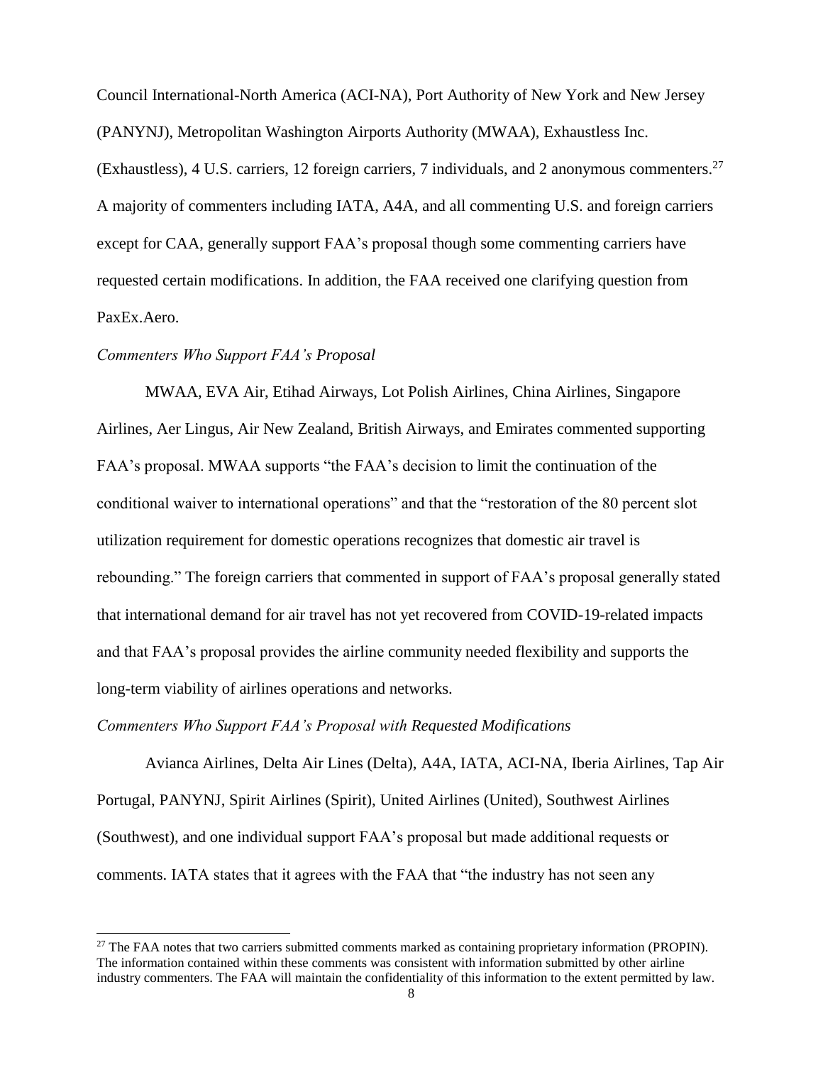Council International-North America (ACI-NA), Port Authority of New York and New Jersey (PANYNJ), Metropolitan Washington Airports Authority (MWAA), Exhaustless Inc. (Exhaustless), 4 U.S. carriers, 12 foreign carriers, 7 individuals, and 2 anonymous commenters.[27] A majority of commenters including IATA, A4A, and all commenting U.S. and foreign carriers except for CAA, generally support FAA's proposal though some commenting carriers have requested certain modifications. In addition, the FAA received one clarifying question from PaxEx.Aero.

*Commenters Who Support FAA's Proposal*

MWAA, EVA Air, Etihad Airways, Lot Polish Airlines, China Airlines, Singapore Airlines, Aer Lingus, Air New Zealand, British Airways, and Emirates commented supporting FAA's proposal. MWAA supports "the FAA's decision to limit the continuation of the conditional waiver to international operations" and that the "restoration of the 80 percent slot utilization requirement for domestic operations recognizes that domestic air travel is rebounding." The foreign carriers that commented in support of FAA's proposal generally stated that international demand for air travel has not yet recovered from COVID-19-related impacts and that FAA's proposal provides the airline community needed flexibility and supports the long-term viability of airlines operations and networks.

*Commenters Who Support FAA's Proposal with Requested Modifications*

Avianca Airlines, Delta Air Lines (Delta), A4A, IATA, ACI-NA, Iberia Airlines, Tap Air Portugal, PANYNJ, Spirit Airlines (Spirit), United Airlines (United), Southwest Airlines (Southwest), and one individual support FAA's proposal but made additional requests or comments. IATA states that it agrees with the FAA that "the industry has not seen any

[27] The FAA notes that two carriers submitted comments marked as containing proprietary information (PROPIN). The information contained within these comments was consistent with information submitted by other airline industry commenters. The FAA will maintain the confidentiality of this information to the extent permitted by law.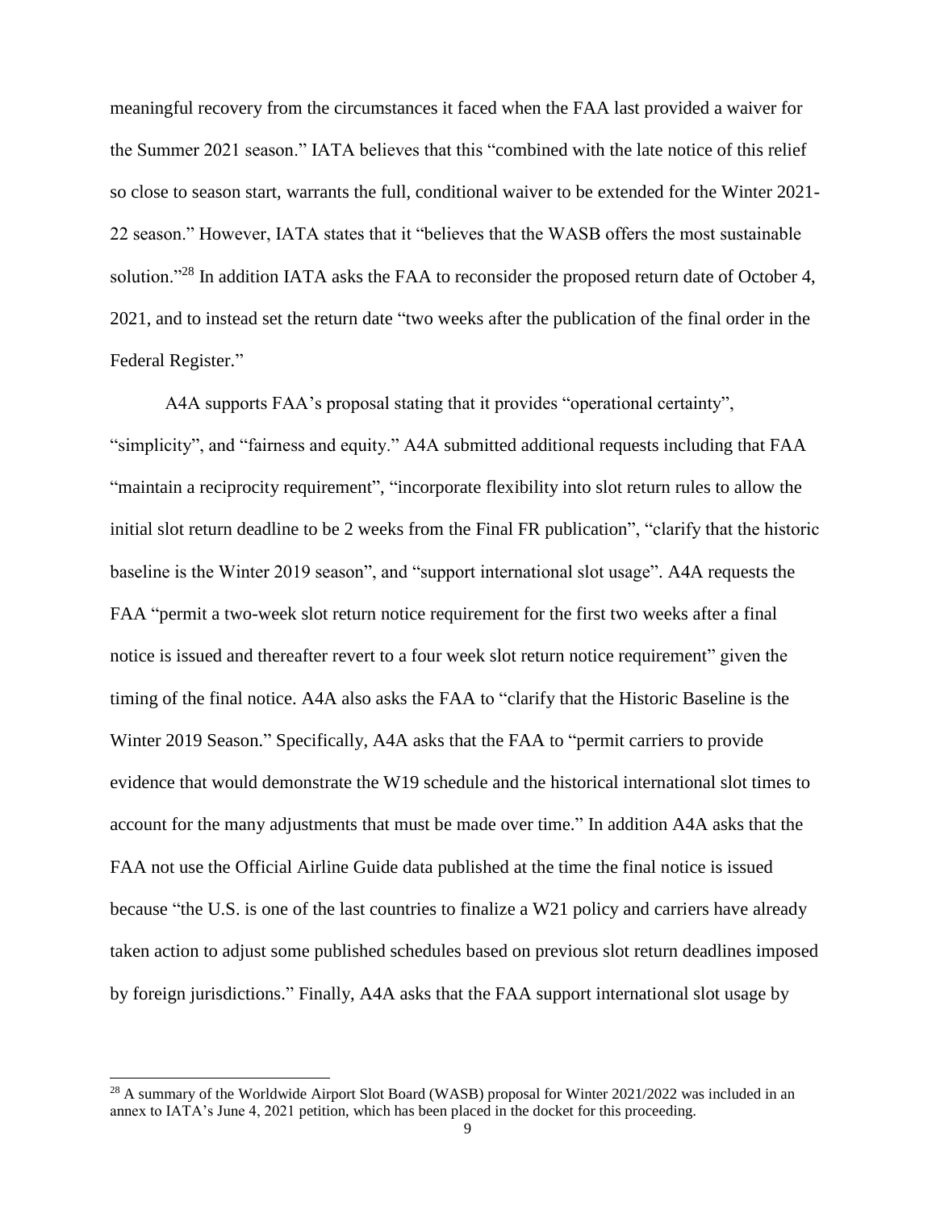meaningful recovery from the circumstances it faced when the FAA last provided a waiver for the Summer 2021 season." IATA believes that this "combined with the late notice of this relief so close to season start, warrants the full, conditional waiver to be extended for the Winter 2021-22 season." However, IATA states that it "believes that the WASB offers the most sustainable solution."[28] In addition IATA asks the FAA to reconsider the proposed return date of October 4, 2021, and to instead set the return date "two weeks after the publication of the final order in the Federal Register."

A4A supports FAA's proposal stating that it provides "operational certainty", "simplicity", and "fairness and equity." A4A submitted additional requests including that FAA "maintain a reciprocity requirement", "incorporate flexibility into slot return rules to allow the initial slot return deadline to be 2 weeks from the Final FR publication", "clarify that the historic baseline is the Winter 2019 season", and "support international slot usage". A4A requests the FAA "permit a two-week slot return notice requirement for the first two weeks after a final notice is issued and thereafter revert to a four week slot return notice requirement" given the timing of the final notice. A4A also asks the FAA to "clarify that the Historic Baseline is the Winter 2019 Season." Specifically, A4A asks that the FAA to "permit carriers to provide evidence that would demonstrate the W19 schedule and the historical international slot times to account for the many adjustments that must be made over time." In addition A4A asks that the FAA not use the Official Airline Guide data published at the time the final notice is issued because "the U.S. is one of the last countries to finalize a W21 policy and carriers have already taken action to adjust some published schedules based on previous slot return deadlines imposed by foreign jurisdictions." Finally, A4A asks that the FAA support international slot usage by

[28] A summary of the Worldwide Airport Slot Board (WASB) proposal for Winter 2021/2022 was included in an annex to IATA's June 4, 2021 petition, which has been placed in the docket for this proceeding.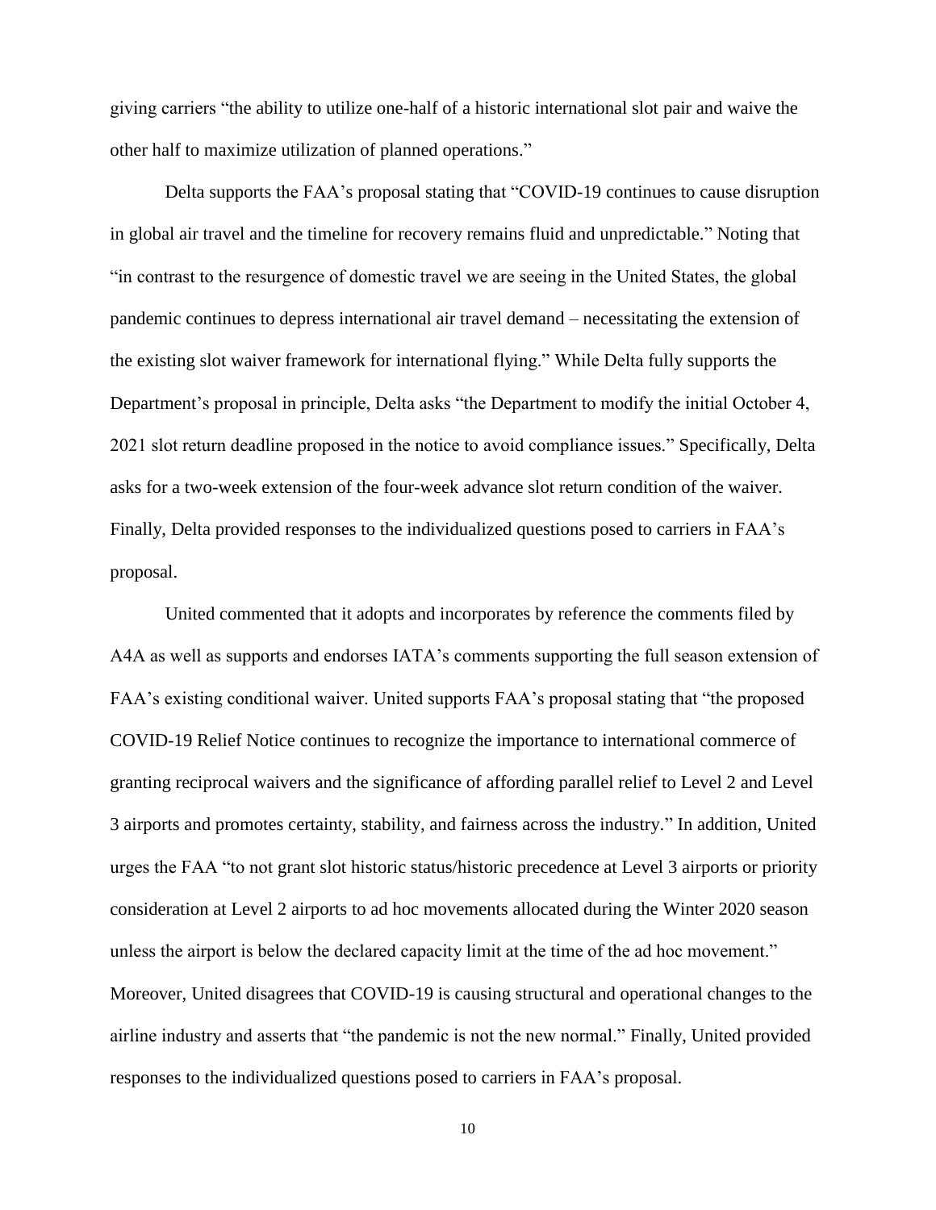giving carriers "the ability to utilize one-half of a historic international slot pair and waive the other half to maximize utilization of planned operations."

Delta supports the FAA's proposal stating that "COVID-19 continues to cause disruption in global air travel and the timeline for recovery remains fluid and unpredictable." Noting that "in contrast to the resurgence of domestic travel we are seeing in the United States, the global pandemic continues to depress international air travel demand – necessitating the extension of the existing slot waiver framework for international flying." While Delta fully supports the Department's proposal in principle, Delta asks "the Department to modify the initial October 4, 2021 slot return deadline proposed in the notice to avoid compliance issues." Specifically, Delta asks for a two-week extension of the four-week advance slot return condition of the waiver. Finally, Delta provided responses to the individualized questions posed to carriers in FAA's proposal.

United commented that it adopts and incorporates by reference the comments filed by A4A as well as supports and endorses IATA's comments supporting the full season extension of FAA's existing conditional waiver. United supports FAA's proposal stating that "the proposed COVID-19 Relief Notice continues to recognize the importance to international commerce of granting reciprocal waivers and the significance of affording parallel relief to Level 2 and Level 3 airports and promotes certainty, stability, and fairness across the industry." In addition, United urges the FAA "to not grant slot historic status/historic precedence at Level 3 airports or priority consideration at Level 2 airports to ad hoc movements allocated during the Winter 2020 season unless the airport is below the declared capacity limit at the time of the ad hoc movement." Moreover, United disagrees that COVID-19 is causing structural and operational changes to the airline industry and asserts that "the pandemic is not the new normal." Finally, United provided responses to the individualized questions posed to carriers in FAA's proposal.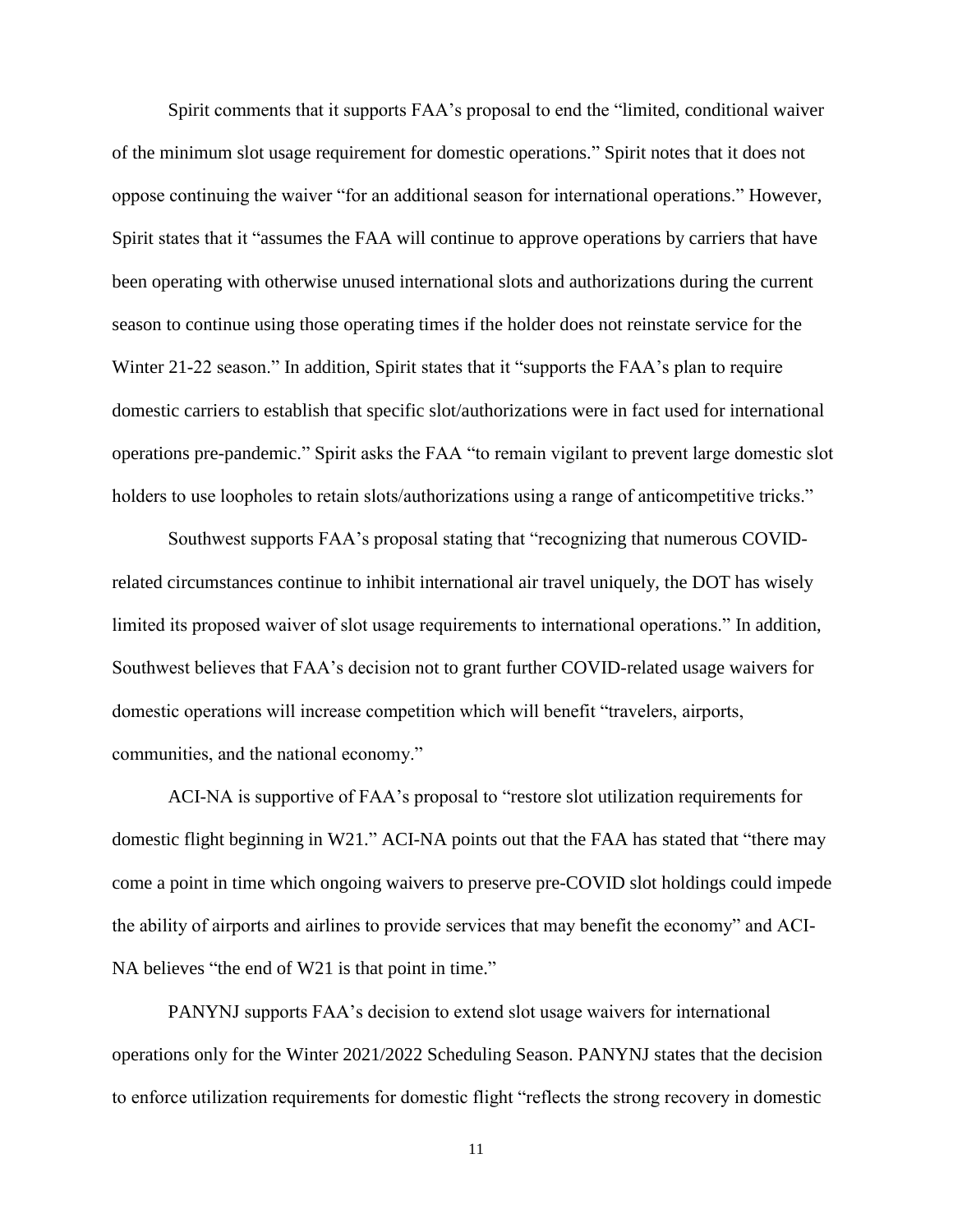Spirit comments that it supports FAA's proposal to end the "limited, conditional waiver of the minimum slot usage requirement for domestic operations." Spirit notes that it does not oppose continuing the waiver "for an additional season for international operations." However, Spirit states that it "assumes the FAA will continue to approve operations by carriers that have been operating with otherwise unused international slots and authorizations during the current season to continue using those operating times if the holder does not reinstate service for the Winter 21-22 season." In addition, Spirit states that it "supports the FAA's plan to require domestic carriers to establish that specific slot/authorizations were in fact used for international operations pre-pandemic." Spirit asks the FAA "to remain vigilant to prevent large domestic slot holders to use loopholes to retain slots/authorizations using a range of anticompetitive tricks."

Southwest supports FAA's proposal stating that "recognizing that numerous COVID-related circumstances continue to inhibit international air travel uniquely, the DOT has wisely limited its proposed waiver of slot usage requirements to international operations." In addition, Southwest believes that FAA's decision not to grant further COVID-related usage waivers for domestic operations will increase competition which will benefit "travelers, airports, communities, and the national economy."

ACI-NA is supportive of FAA's proposal to "restore slot utilization requirements for domestic flight beginning in W21." ACI-NA points out that the FAA has stated that "there may come a point in time which ongoing waivers to preserve pre-COVID slot holdings could impede the ability of airports and airlines to provide services that may benefit the economy" and ACI-NA believes "the end of W21 is that point in time."

PANYNJ supports FAA's decision to extend slot usage waivers for international operations only for the Winter 2021/2022 Scheduling Season. PANYNJ states that the decision to enforce utilization requirements for domestic flight "reflects the strong recovery in domestic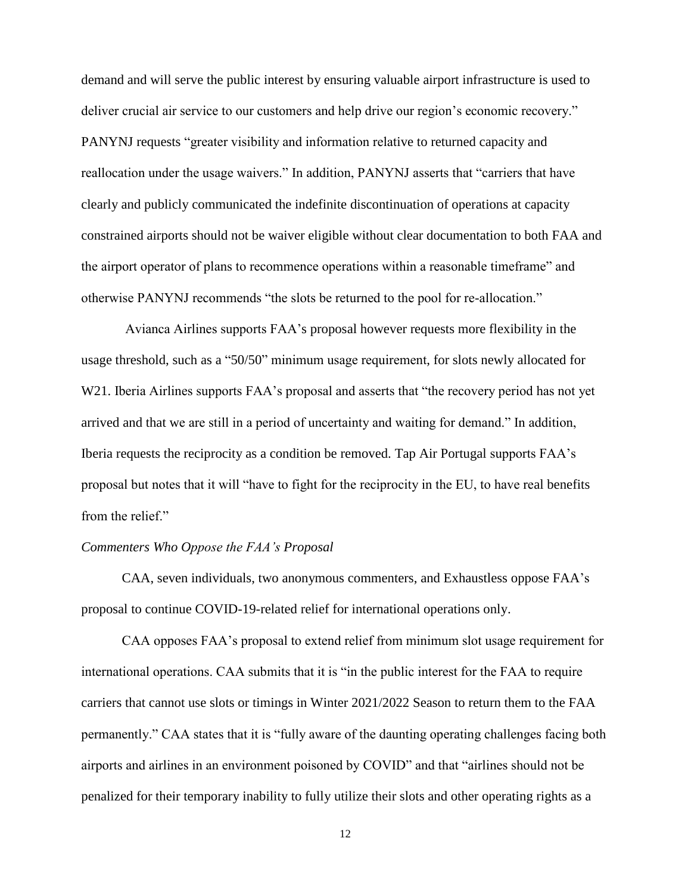demand and will serve the public interest by ensuring valuable airport infrastructure is used to deliver crucial air service to our customers and help drive our region's economic recovery." PANYNJ requests "greater visibility and information relative to returned capacity and reallocation under the usage waivers." In addition, PANYNJ asserts that "carriers that have clearly and publicly communicated the indefinite discontinuation of operations at capacity constrained airports should not be waiver eligible without clear documentation to both FAA and the airport operator of plans to recommence operations within a reasonable timeframe" and otherwise PANYNJ recommends "the slots be returned to the pool for re-allocation."

Avianca Airlines supports FAA's proposal however requests more flexibility in the usage threshold, such as a "50/50" minimum usage requirement, for slots newly allocated for W21. Iberia Airlines supports FAA's proposal and asserts that "the recovery period has not yet arrived and that we are still in a period of uncertainty and waiting for demand." In addition, Iberia requests the reciprocity as a condition be removed. Tap Air Portugal supports FAA's proposal but notes that it will "have to fight for the reciprocity in the EU, to have real benefits from the relief."

*Commenters Who Oppose the FAA's Proposal*

CAA, seven individuals, two anonymous commenters, and Exhaustless oppose FAA's proposal to continue COVID-19-related relief for international operations only.

CAA opposes FAA's proposal to extend relief from minimum slot usage requirement for international operations. CAA submits that it is "in the public interest for the FAA to require carriers that cannot use slots or timings in Winter 2021/2022 Season to return them to the FAA permanently." CAA states that it is "fully aware of the daunting operating challenges facing both airports and airlines in an environment poisoned by COVID" and that "airlines should not be penalized for their temporary inability to fully utilize their slots and other operating rights as a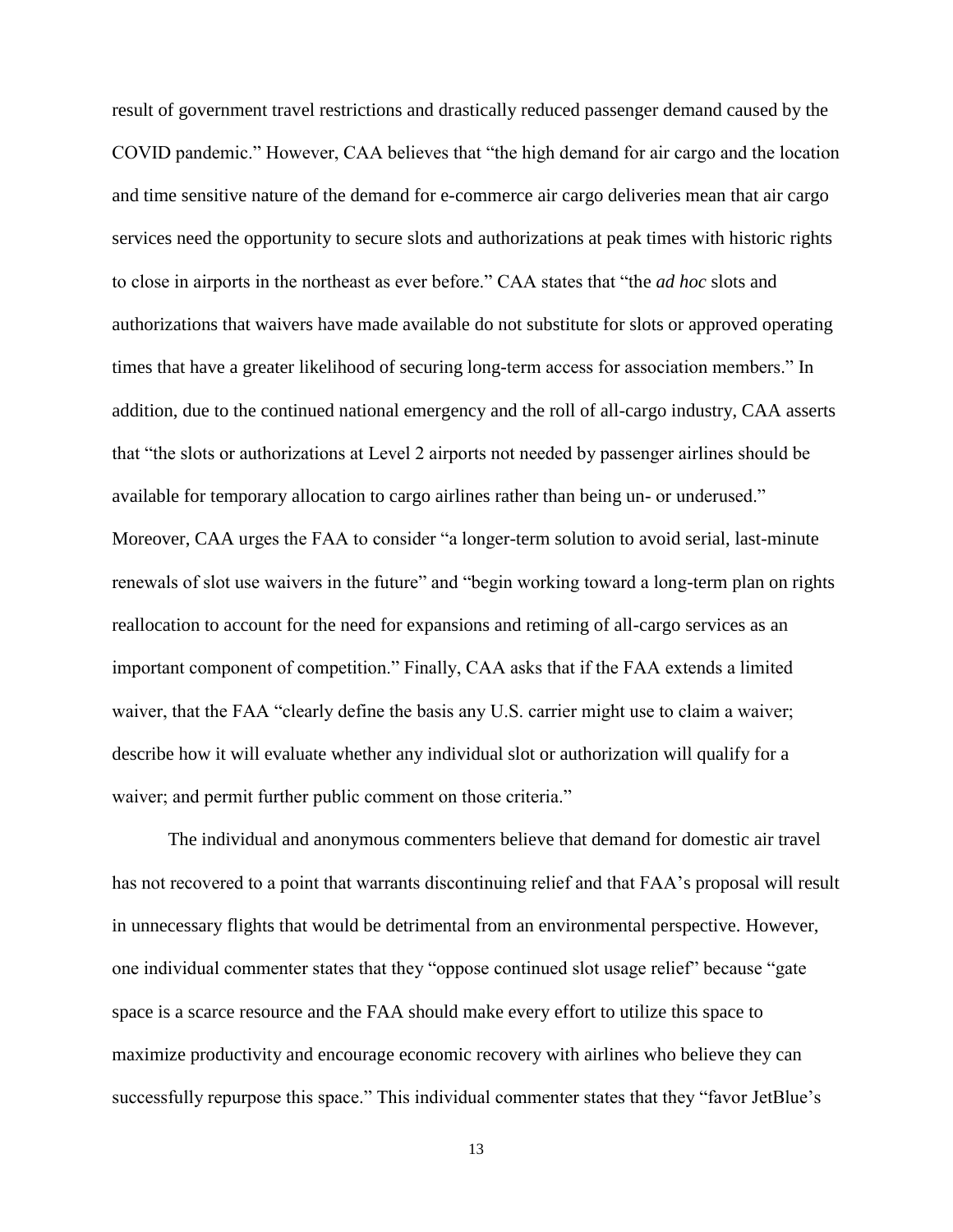result of government travel restrictions and drastically reduced passenger demand caused by the COVID pandemic." However, CAA believes that "the high demand for air cargo and the location and time sensitive nature of the demand for e-commerce air cargo deliveries mean that air cargo services need the opportunity to secure slots and authorizations at peak times with historic rights to close in airports in the northeast as ever before." CAA states that "the *ad hoc* slots and authorizations that waivers have made available do not substitute for slots or approved operating times that have a greater likelihood of securing long-term access for association members." In addition, due to the continued national emergency and the roll of all-cargo industry, CAA asserts that "the slots or authorizations at Level 2 airports not needed by passenger airlines should be available for temporary allocation to cargo airlines rather than being un- or underused." Moreover, CAA urges the FAA to consider "a longer-term solution to avoid serial, last-minute renewals of slot use waivers in the future" and "begin working toward a long-term plan on rights reallocation to account for the need for expansions and retiming of all-cargo services as an important component of competition." Finally, CAA asks that if the FAA extends a limited waiver, that the FAA "clearly define the basis any U.S. carrier might use to claim a waiver; describe how it will evaluate whether any individual slot or authorization will qualify for a waiver; and permit further public comment on those criteria."

The individual and anonymous commenters believe that demand for domestic air travel has not recovered to a point that warrants discontinuing relief and that FAA's proposal will result in unnecessary flights that would be detrimental from an environmental perspective. However, one individual commenter states that they "oppose continued slot usage relief" because "gate space is a scarce resource and the FAA should make every effort to utilize this space to maximize productivity and encourage economic recovery with airlines who believe they can successfully repurpose this space." This individual commenter states that they "favor JetBlue's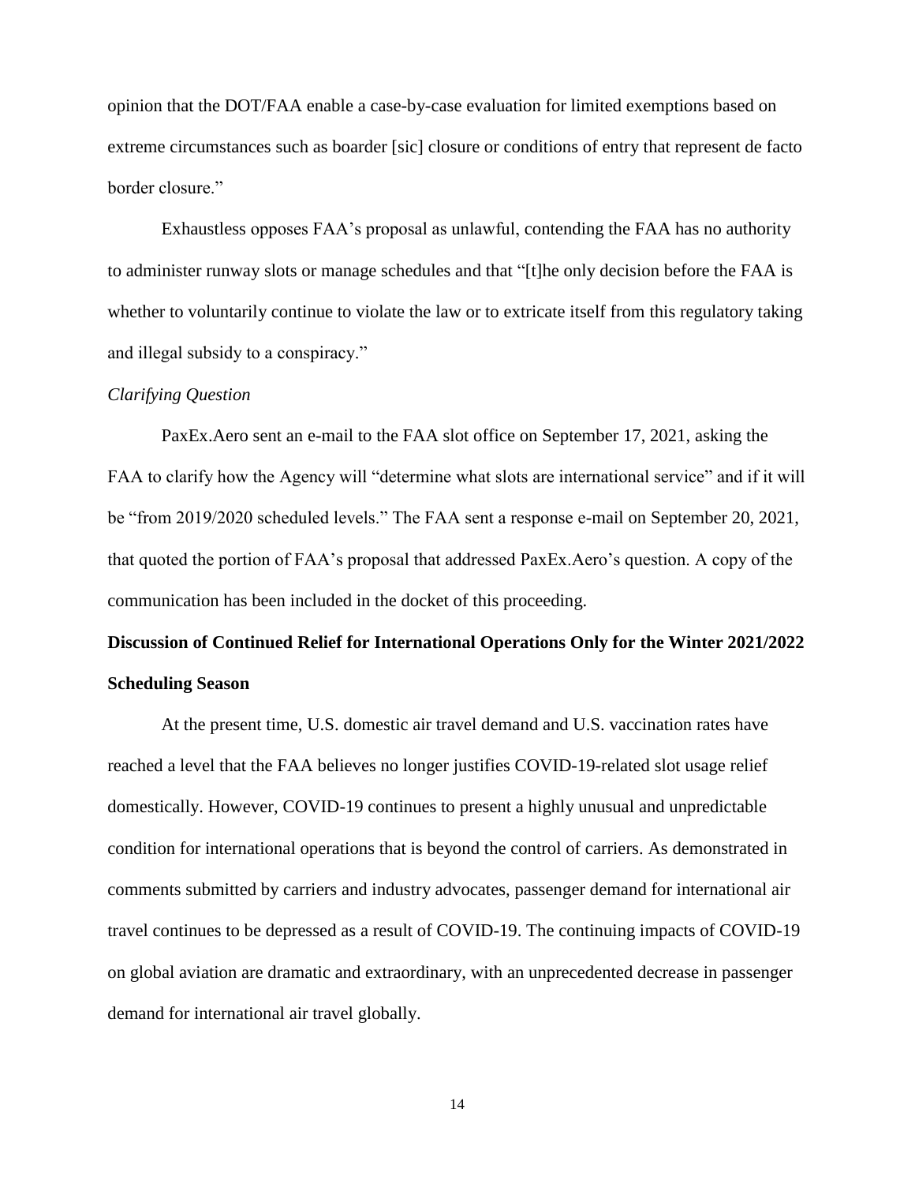opinion that the DOT/FAA enable a case-by-case evaluation for limited exemptions based on extreme circumstances such as boarder [sic] closure or conditions of entry that represent de facto border closure."

Exhaustless opposes FAA's proposal as unlawful, contending the FAA has no authority to administer runway slots or manage schedules and that "[t]he only decision before the FAA is whether to voluntarily continue to violate the law or to extricate itself from this regulatory taking and illegal subsidy to a conspiracy."

*Clarifying Question*

PaxEx.Aero sent an e-mail to the FAA slot office on September 17, 2021, asking the FAA to clarify how the Agency will "determine what slots are international service" and if it will be "from 2019/2020 scheduled levels." The FAA sent a response e-mail on September 20, 2021, that quoted the portion of FAA's proposal that addressed PaxEx.Aero's question. A copy of the communication has been included in the docket of this proceeding.

## Discussion of Continued Relief for International Operations Only for the Winter 2021/2022 Scheduling Season

At the present time, U.S. domestic air travel demand and U.S. vaccination rates have reached a level that the FAA believes no longer justifies COVID-19-related slot usage relief domestically. However, COVID-19 continues to present a highly unusual and unpredictable condition for international operations that is beyond the control of carriers. As demonstrated in comments submitted by carriers and industry advocates, passenger demand for international air travel continues to be depressed as a result of COVID-19. The continuing impacts of COVID-19 on global aviation are dramatic and extraordinary, with an unprecedented decrease in passenger demand for international air travel globally.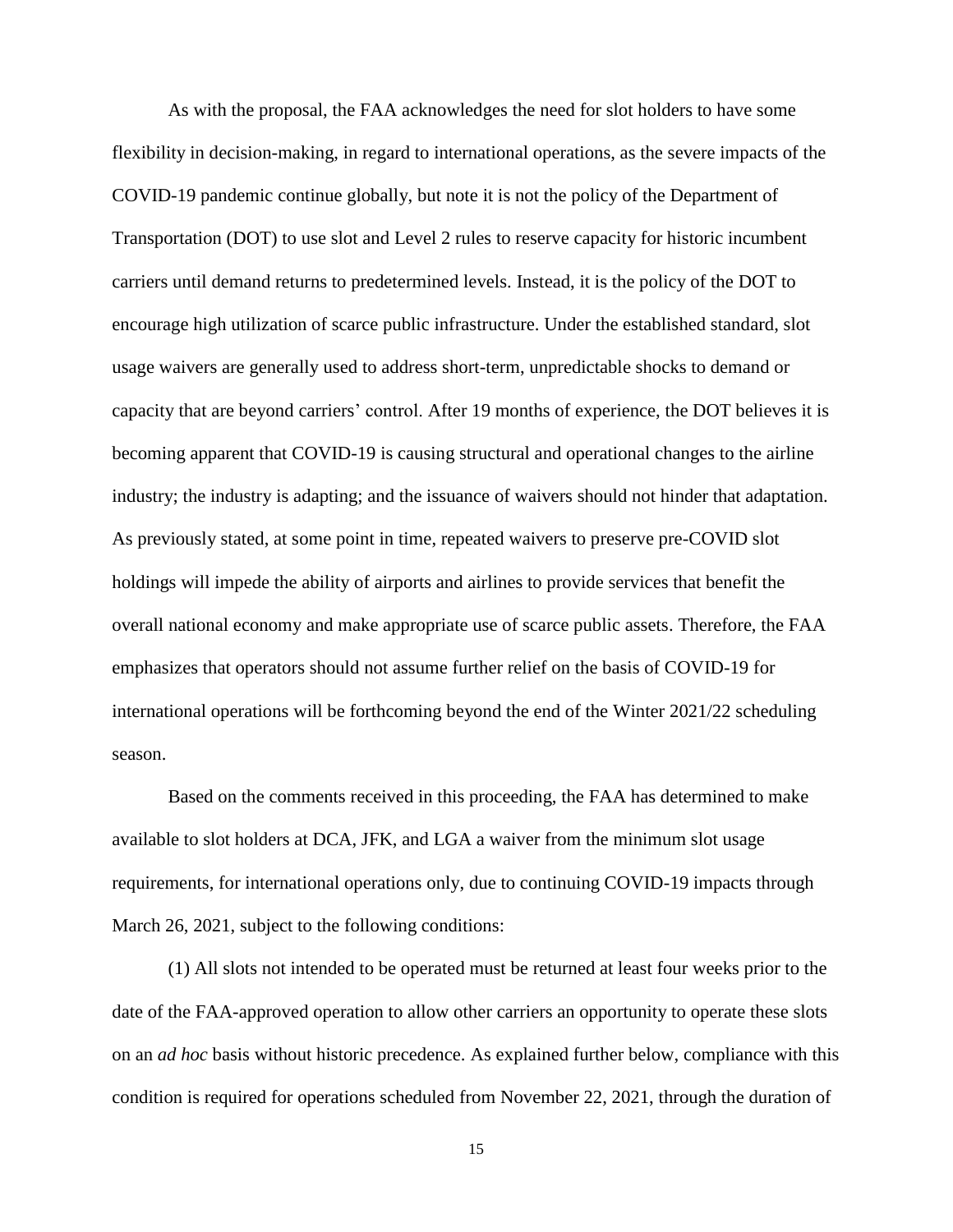As with the proposal, the FAA acknowledges the need for slot holders to have some flexibility in decision-making, in regard to international operations, as the severe impacts of the COVID-19 pandemic continue globally, but note it is not the policy of the Department of Transportation (DOT) to use slot and Level 2 rules to reserve capacity for historic incumbent carriers until demand returns to predetermined levels. Instead, it is the policy of the DOT to encourage high utilization of scarce public infrastructure. Under the established standard, slot usage waivers are generally used to address short-term, unpredictable shocks to demand or capacity that are beyond carriers' control. After 19 months of experience, the DOT believes it is becoming apparent that COVID-19 is causing structural and operational changes to the airline industry; the industry is adapting; and the issuance of waivers should not hinder that adaptation. As previously stated, at some point in time, repeated waivers to preserve pre-COVID slot holdings will impede the ability of airports and airlines to provide services that benefit the overall national economy and make appropriate use of scarce public assets. Therefore, the FAA emphasizes that operators should not assume further relief on the basis of COVID-19 for international operations will be forthcoming beyond the end of the Winter 2021/22 scheduling season.

Based on the comments received in this proceeding, the FAA has determined to make available to slot holders at DCA, JFK, and LGA a waiver from the minimum slot usage requirements, for international operations only, due to continuing COVID-19 impacts through March 26, 2021, subject to the following conditions:

(1) All slots not intended to be operated must be returned at least four weeks prior to the date of the FAA-approved operation to allow other carriers an opportunity to operate these slots on an *ad hoc* basis without historic precedence. As explained further below, compliance with this condition is required for operations scheduled from November 22, 2021, through the duration of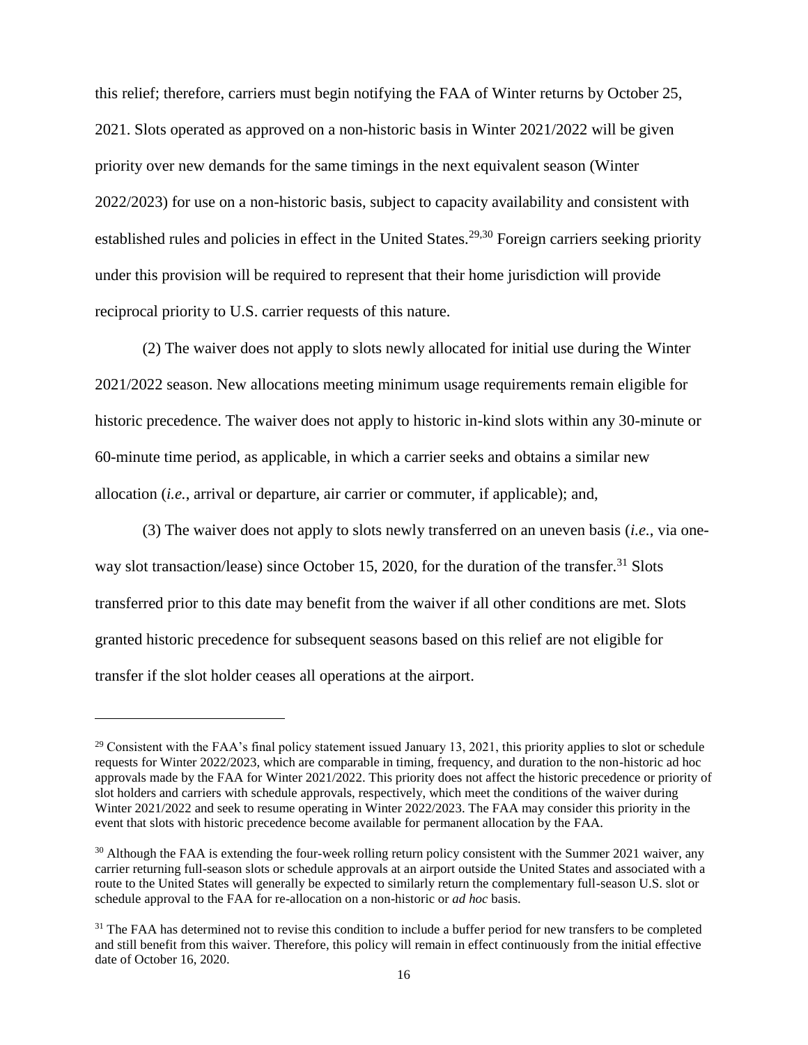this relief; therefore, carriers must begin notifying the FAA of Winter returns by October 25, 2021. Slots operated as approved on a non-historic basis in Winter 2021/2022 will be given priority over new demands for the same timings in the next equivalent season (Winter 2022/2023) for use on a non-historic basis, subject to capacity availability and consistent with established rules and policies in effect in the United States.[29,30] Foreign carriers seeking priority under this provision will be required to represent that their home jurisdiction will provide reciprocal priority to U.S. carrier requests of this nature.

(2) The waiver does not apply to slots newly allocated for initial use during the Winter 2021/2022 season. New allocations meeting minimum usage requirements remain eligible for historic precedence. The waiver does not apply to historic in-kind slots within any 30-minute or 60-minute time period, as applicable, in which a carrier seeks and obtains a similar new allocation (*i.e.*, arrival or departure, air carrier or commuter, if applicable); and,

(3) The waiver does not apply to slots newly transferred on an uneven basis (*i.e.*, via one-way slot transaction/lease) since October 15, 2020, for the duration of the transfer.[31] Slots transferred prior to this date may benefit from the waiver if all other conditions are met. Slots granted historic precedence for subsequent seasons based on this relief are not eligible for transfer if the slot holder ceases all operations at the airport.

---

[29] Consistent with the FAA's final policy statement issued January 13, 2021, this priority applies to slot or schedule requests for Winter 2022/2023, which are comparable in timing, frequency, and duration to the non-historic ad hoc approvals made by the FAA for Winter 2021/2022. This priority does not affect the historic precedence or priority of slot holders and carriers with schedule approvals, respectively, which meet the conditions of the waiver during Winter 2021/2022 and seek to resume operating in Winter 2022/2023. The FAA may consider this priority in the event that slots with historic precedence become available for permanent allocation by the FAA.

[30] Although the FAA is extending the four-week rolling return policy consistent with the Summer 2021 waiver, any carrier returning full-season slots or schedule approvals at an airport outside the United States and associated with a route to the United States will generally be expected to similarly return the complementary full-season U.S. slot or schedule approval to the FAA for re-allocation on a non-historic or *ad hoc* basis.

[31] The FAA has determined not to revise this condition to include a buffer period for new transfers to be completed and still benefit from this waiver. Therefore, this policy will remain in effect continuously from the initial effective date of October 16, 2020.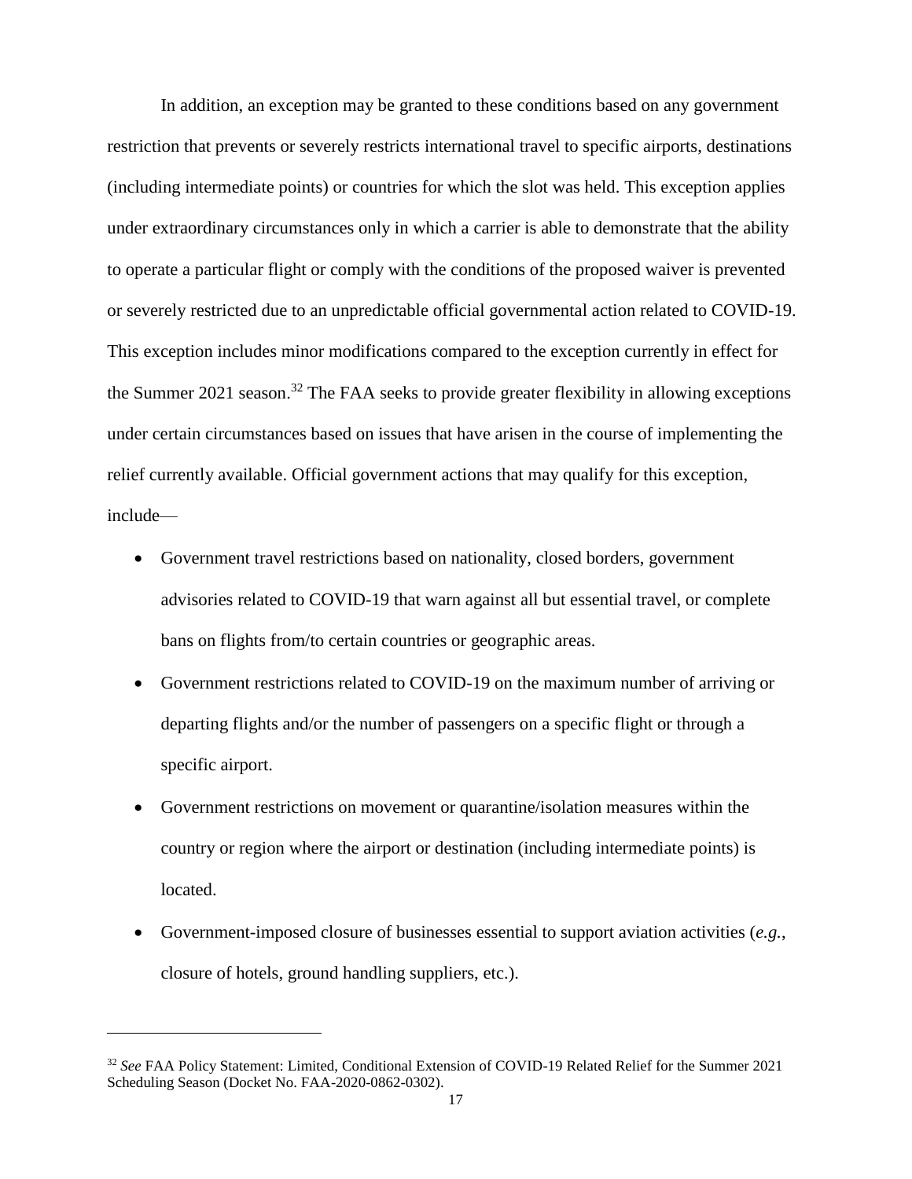In addition, an exception may be granted to these conditions based on any government restriction that prevents or severely restricts international travel to specific airports, destinations (including intermediate points) or countries for which the slot was held. This exception applies under extraordinary circumstances only in which a carrier is able to demonstrate that the ability to operate a particular flight or comply with the conditions of the proposed waiver is prevented or severely restricted due to an unpredictable official governmental action related to COVID-19. This exception includes minor modifications compared to the exception currently in effect for the Summer 2021 season.[32] The FAA seeks to provide greater flexibility in allowing exceptions under certain circumstances based on issues that have arisen in the course of implementing the relief currently available. Official government actions that may qualify for this exception, include—

- Government travel restrictions based on nationality, closed borders, government advisories related to COVID-19 that warn against all but essential travel, or complete bans on flights from/to certain countries or geographic areas.
- Government restrictions related to COVID-19 on the maximum number of arriving or departing flights and/or the number of passengers on a specific flight or through a specific airport.
- Government restrictions on movement or quarantine/isolation measures within the country or region where the airport or destination (including intermediate points) is located.
- Government-imposed closure of businesses essential to support aviation activities (*e.g.*, closure of hotels, ground handling suppliers, etc.).

---

[32] *See* FAA Policy Statement: Limited, Conditional Extension of COVID-19 Related Relief for the Summer 2021 Scheduling Season (Docket No. FAA-2020-0862-0302).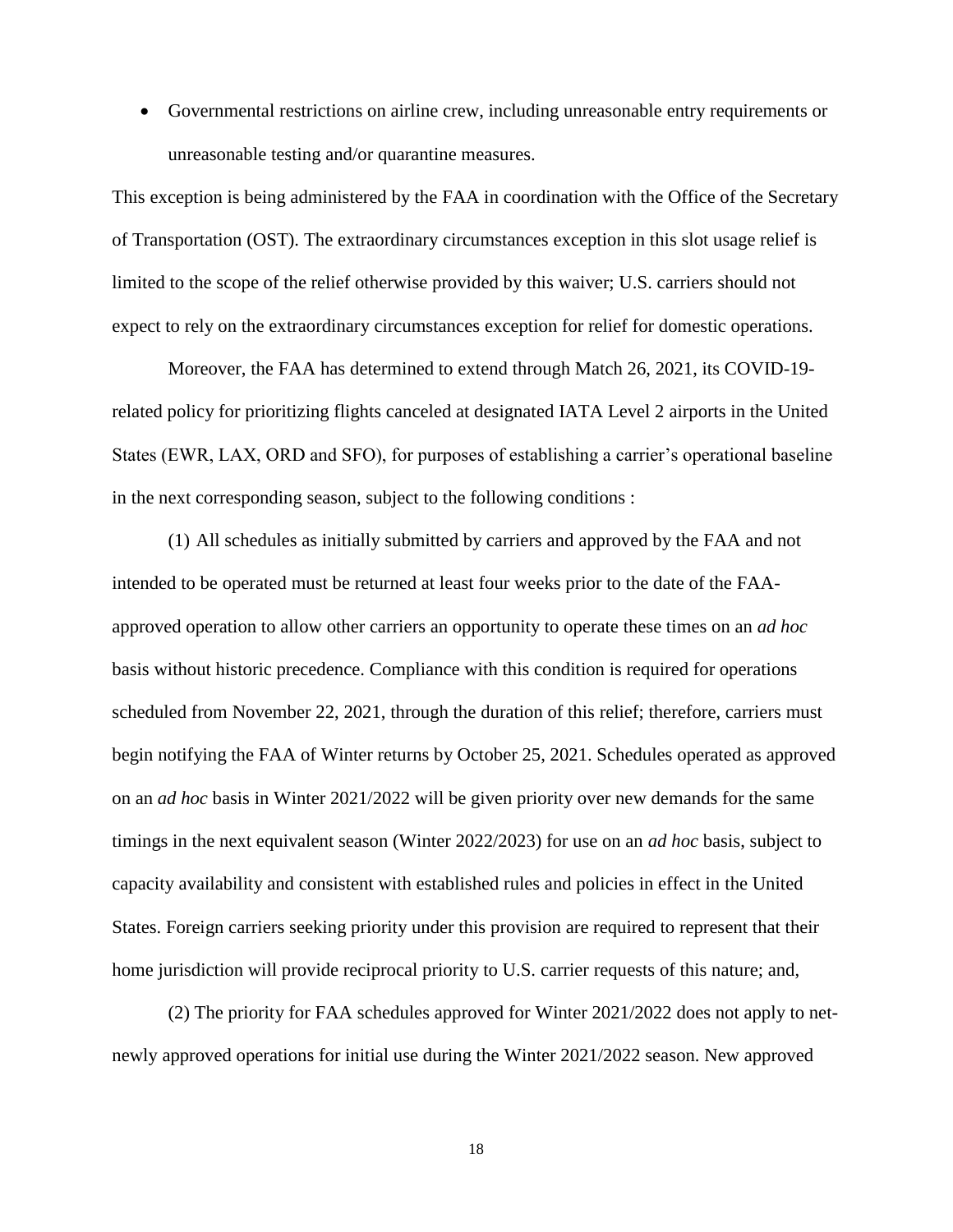- Governmental restrictions on airline crew, including unreasonable entry requirements or unreasonable testing and/or quarantine measures.

This exception is being administered by the FAA in coordination with the Office of the Secretary of Transportation (OST). The extraordinary circumstances exception in this slot usage relief is limited to the scope of the relief otherwise provided by this waiver; U.S. carriers should not expect to rely on the extraordinary circumstances exception for relief for domestic operations.

Moreover, the FAA has determined to extend through Match 26, 2021, its COVID-19-related policy for prioritizing flights canceled at designated IATA Level 2 airports in the United States (EWR, LAX, ORD and SFO), for purposes of establishing a carrier's operational baseline in the next corresponding season, subject to the following conditions :

(1) All schedules as initially submitted by carriers and approved by the FAA and not intended to be operated must be returned at least four weeks prior to the date of the FAA-approved operation to allow other carriers an opportunity to operate these times on an *ad hoc* basis without historic precedence. Compliance with this condition is required for operations scheduled from November 22, 2021, through the duration of this relief; therefore, carriers must begin notifying the FAA of Winter returns by October 25, 2021. Schedules operated as approved on an *ad hoc* basis in Winter 2021/2022 will be given priority over new demands for the same timings in the next equivalent season (Winter 2022/2023) for use on an *ad hoc* basis, subject to capacity availability and consistent with established rules and policies in effect in the United States. Foreign carriers seeking priority under this provision are required to represent that their home jurisdiction will provide reciprocal priority to U.S. carrier requests of this nature; and,

(2) The priority for FAA schedules approved for Winter 2021/2022 does not apply to net-newly approved operations for initial use during the Winter 2021/2022 season. New approved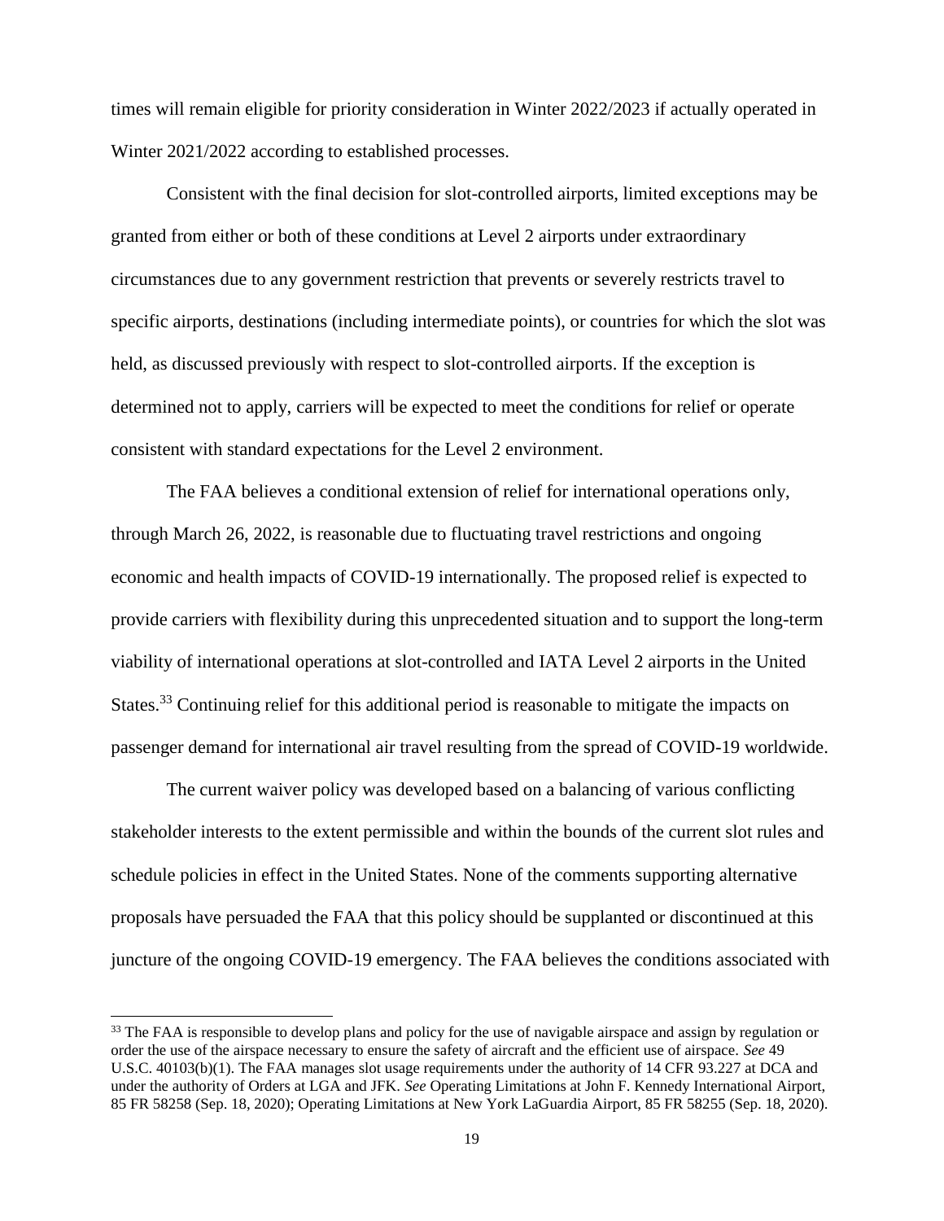times will remain eligible for priority consideration in Winter 2022/2023 if actually operated in Winter 2021/2022 according to established processes.

Consistent with the final decision for slot-controlled airports, limited exceptions may be granted from either or both of these conditions at Level 2 airports under extraordinary circumstances due to any government restriction that prevents or severely restricts travel to specific airports, destinations (including intermediate points), or countries for which the slot was held, as discussed previously with respect to slot-controlled airports. If the exception is determined not to apply, carriers will be expected to meet the conditions for relief or operate consistent with standard expectations for the Level 2 environment.

The FAA believes a conditional extension of relief for international operations only, through March 26, 2022, is reasonable due to fluctuating travel restrictions and ongoing economic and health impacts of COVID-19 internationally. The proposed relief is expected to provide carriers with flexibility during this unprecedented situation and to support the long-term viability of international operations at slot-controlled and IATA Level 2 airports in the United States.[33] Continuing relief for this additional period is reasonable to mitigate the impacts on passenger demand for international air travel resulting from the spread of COVID-19 worldwide.

The current waiver policy was developed based on a balancing of various conflicting stakeholder interests to the extent permissible and within the bounds of the current slot rules and schedule policies in effect in the United States. None of the comments supporting alternative proposals have persuaded the FAA that this policy should be supplanted or discontinued at this juncture of the ongoing COVID-19 emergency. The FAA believes the conditions associated with

[33] The FAA is responsible to develop plans and policy for the use of navigable airspace and assign by regulation or order the use of the airspace necessary to ensure the safety of aircraft and the efficient use of airspace. *See* 49 U.S.C. 40103(b)(1). The FAA manages slot usage requirements under the authority of 14 CFR 93.227 at DCA and under the authority of Orders at LGA and JFK. *See* Operating Limitations at John F. Kennedy International Airport, 85 FR 58258 (Sep. 18, 2020); Operating Limitations at New York LaGuardia Airport, 85 FR 58255 (Sep. 18, 2020).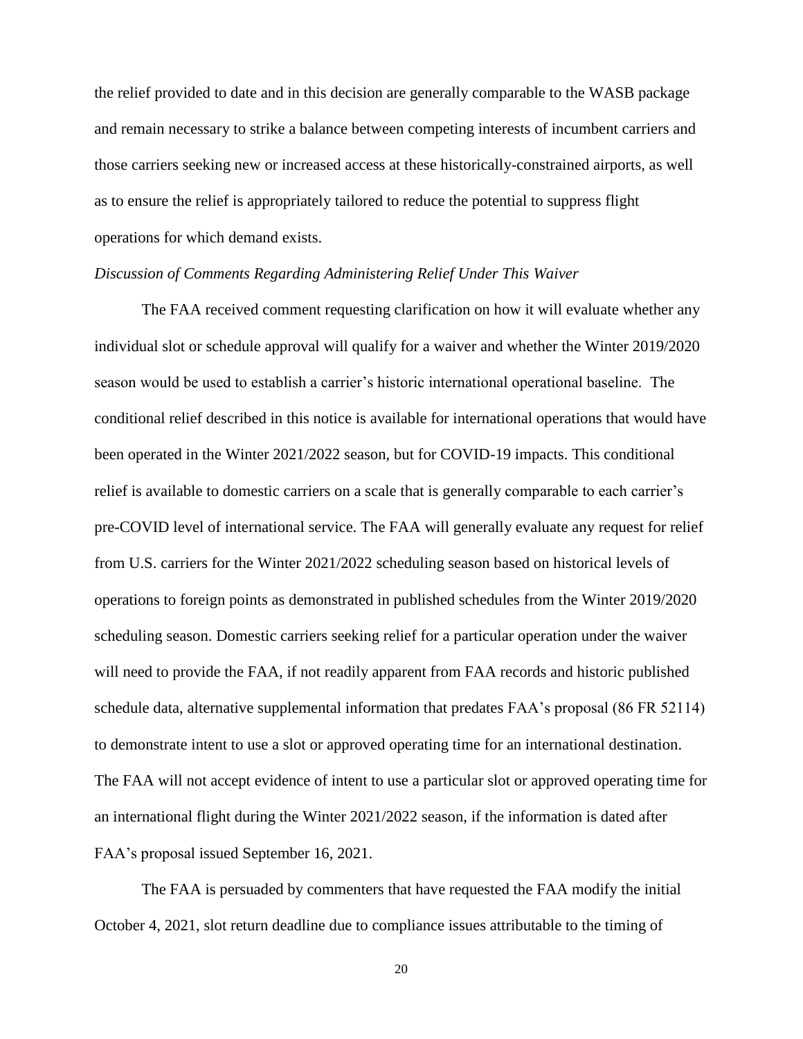the relief provided to date and in this decision are generally comparable to the WASB package and remain necessary to strike a balance between competing interests of incumbent carriers and those carriers seeking new or increased access at these historically-constrained airports, as well as to ensure the relief is appropriately tailored to reduce the potential to suppress flight operations for which demand exists.

*Discussion of Comments Regarding Administering Relief Under This Waiver*

The FAA received comment requesting clarification on how it will evaluate whether any individual slot or schedule approval will qualify for a waiver and whether the Winter 2019/2020 season would be used to establish a carrier's historic international operational baseline. The conditional relief described in this notice is available for international operations that would have been operated in the Winter 2021/2022 season, but for COVID-19 impacts. This conditional relief is available to domestic carriers on a scale that is generally comparable to each carrier's pre-COVID level of international service. The FAA will generally evaluate any request for relief from U.S. carriers for the Winter 2021/2022 scheduling season based on historical levels of operations to foreign points as demonstrated in published schedules from the Winter 2019/2020 scheduling season. Domestic carriers seeking relief for a particular operation under the waiver will need to provide the FAA, if not readily apparent from FAA records and historic published schedule data, alternative supplemental information that predates FAA's proposal (86 FR 52114) to demonstrate intent to use a slot or approved operating time for an international destination. The FAA will not accept evidence of intent to use a particular slot or approved operating time for an international flight during the Winter 2021/2022 season, if the information is dated after FAA's proposal issued September 16, 2021.

The FAA is persuaded by commenters that have requested the FAA modify the initial October 4, 2021, slot return deadline due to compliance issues attributable to the timing of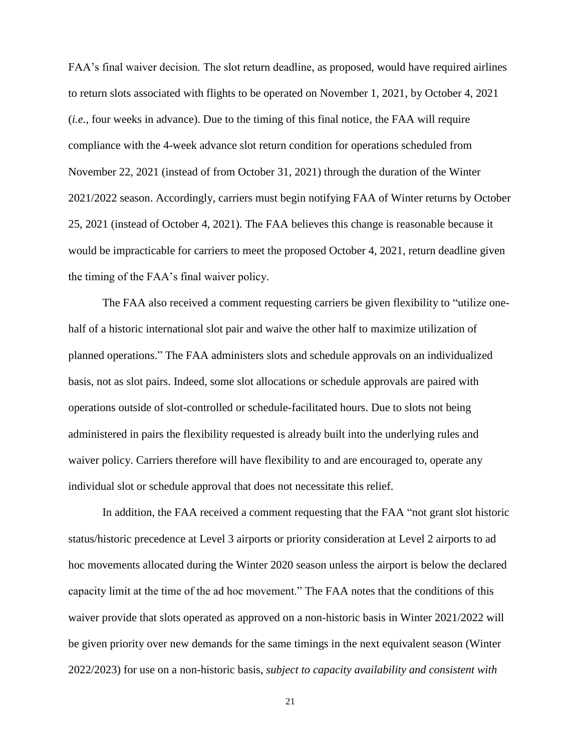FAA's final waiver decision. The slot return deadline, as proposed, would have required airlines to return slots associated with flights to be operated on November 1, 2021, by October 4, 2021 (*i.e.*, four weeks in advance). Due to the timing of this final notice, the FAA will require compliance with the 4-week advance slot return condition for operations scheduled from November 22, 2021 (instead of from October 31, 2021) through the duration of the Winter 2021/2022 season. Accordingly, carriers must begin notifying FAA of Winter returns by October 25, 2021 (instead of October 4, 2021). The FAA believes this change is reasonable because it would be impracticable for carriers to meet the proposed October 4, 2021, return deadline given the timing of the FAA's final waiver policy.

The FAA also received a comment requesting carriers be given flexibility to "utilize one-half of a historic international slot pair and waive the other half to maximize utilization of planned operations." The FAA administers slots and schedule approvals on an individualized basis, not as slot pairs. Indeed, some slot allocations or schedule approvals are paired with operations outside of slot-controlled or schedule-facilitated hours. Due to slots not being administered in pairs the flexibility requested is already built into the underlying rules and waiver policy. Carriers therefore will have flexibility to and are encouraged to, operate any individual slot or schedule approval that does not necessitate this relief.

In addition, the FAA received a comment requesting that the FAA "not grant slot historic status/historic precedence at Level 3 airports or priority consideration at Level 2 airports to ad hoc movements allocated during the Winter 2020 season unless the airport is below the declared capacity limit at the time of the ad hoc movement." The FAA notes that the conditions of this waiver provide that slots operated as approved on a non-historic basis in Winter 2021/2022 will be given priority over new demands for the same timings in the next equivalent season (Winter 2022/2023) for use on a non-historic basis, *subject to capacity availability and consistent with*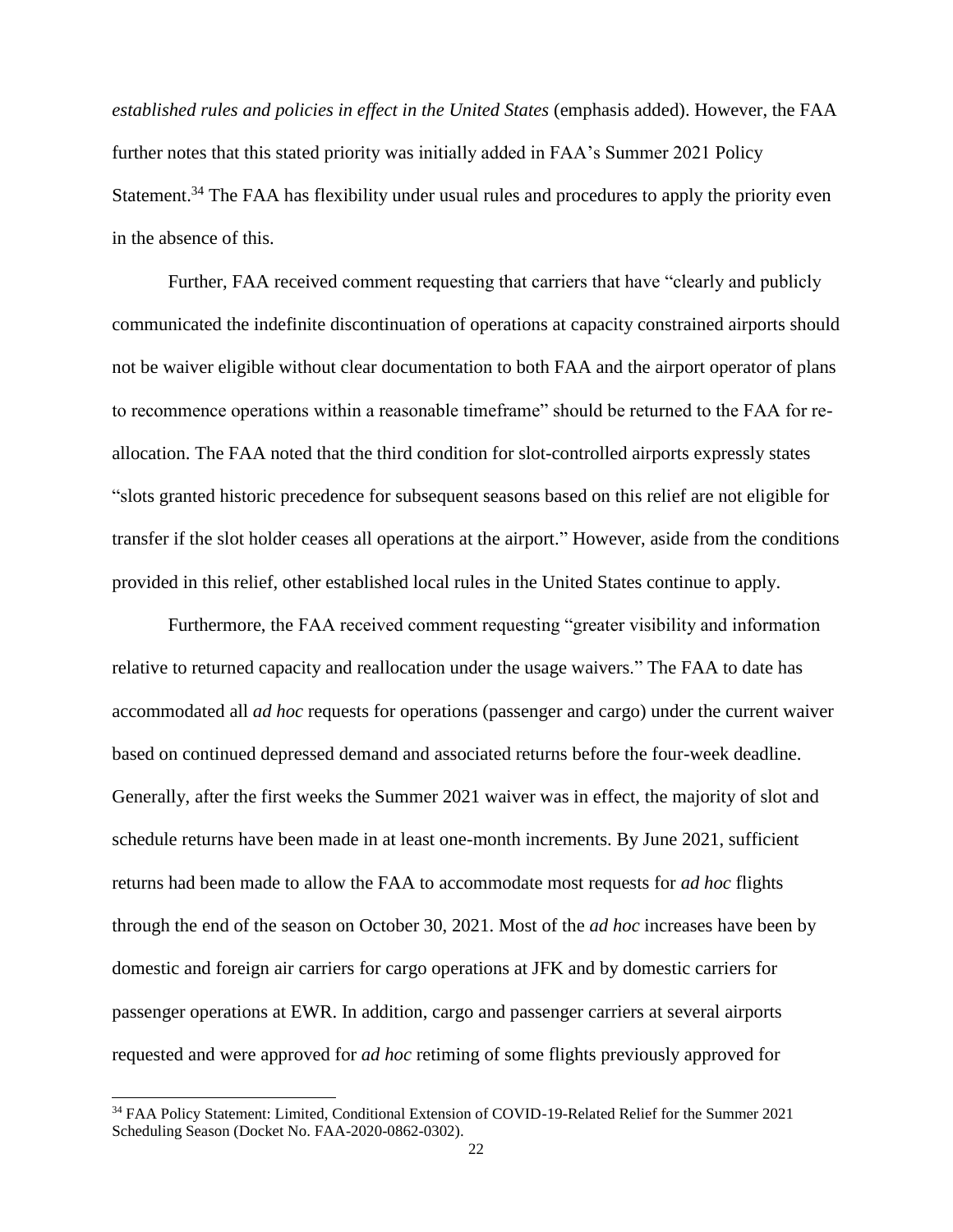*established rules and policies in effect in the United States* (emphasis added). However, the FAA further notes that this stated priority was initially added in FAA's Summer 2021 Policy Statement.[34] The FAA has flexibility under usual rules and procedures to apply the priority even in the absence of this.

Further, FAA received comment requesting that carriers that have "clearly and publicly communicated the indefinite discontinuation of operations at capacity constrained airports should not be waiver eligible without clear documentation to both FAA and the airport operator of plans to recommence operations within a reasonable timeframe" should be returned to the FAA for re-allocation. The FAA noted that the third condition for slot-controlled airports expressly states "slots granted historic precedence for subsequent seasons based on this relief are not eligible for transfer if the slot holder ceases all operations at the airport." However, aside from the conditions provided in this relief, other established local rules in the United States continue to apply.

Furthermore, the FAA received comment requesting "greater visibility and information relative to returned capacity and reallocation under the usage waivers." The FAA to date has accommodated all *ad hoc* requests for operations (passenger and cargo) under the current waiver based on continued depressed demand and associated returns before the four-week deadline. Generally, after the first weeks the Summer 2021 waiver was in effect, the majority of slot and schedule returns have been made in at least one-month increments. By June 2021, sufficient returns had been made to allow the FAA to accommodate most requests for *ad hoc* flights through the end of the season on October 30, 2021. Most of the *ad hoc* increases have been by domestic and foreign air carriers for cargo operations at JFK and by domestic carriers for passenger operations at EWR. In addition, cargo and passenger carriers at several airports requested and were approved for *ad hoc* retiming of some flights previously approved for

[34] FAA Policy Statement: Limited, Conditional Extension of COVID-19-Related Relief for the Summer 2021 Scheduling Season (Docket No. FAA-2020-0862-0302).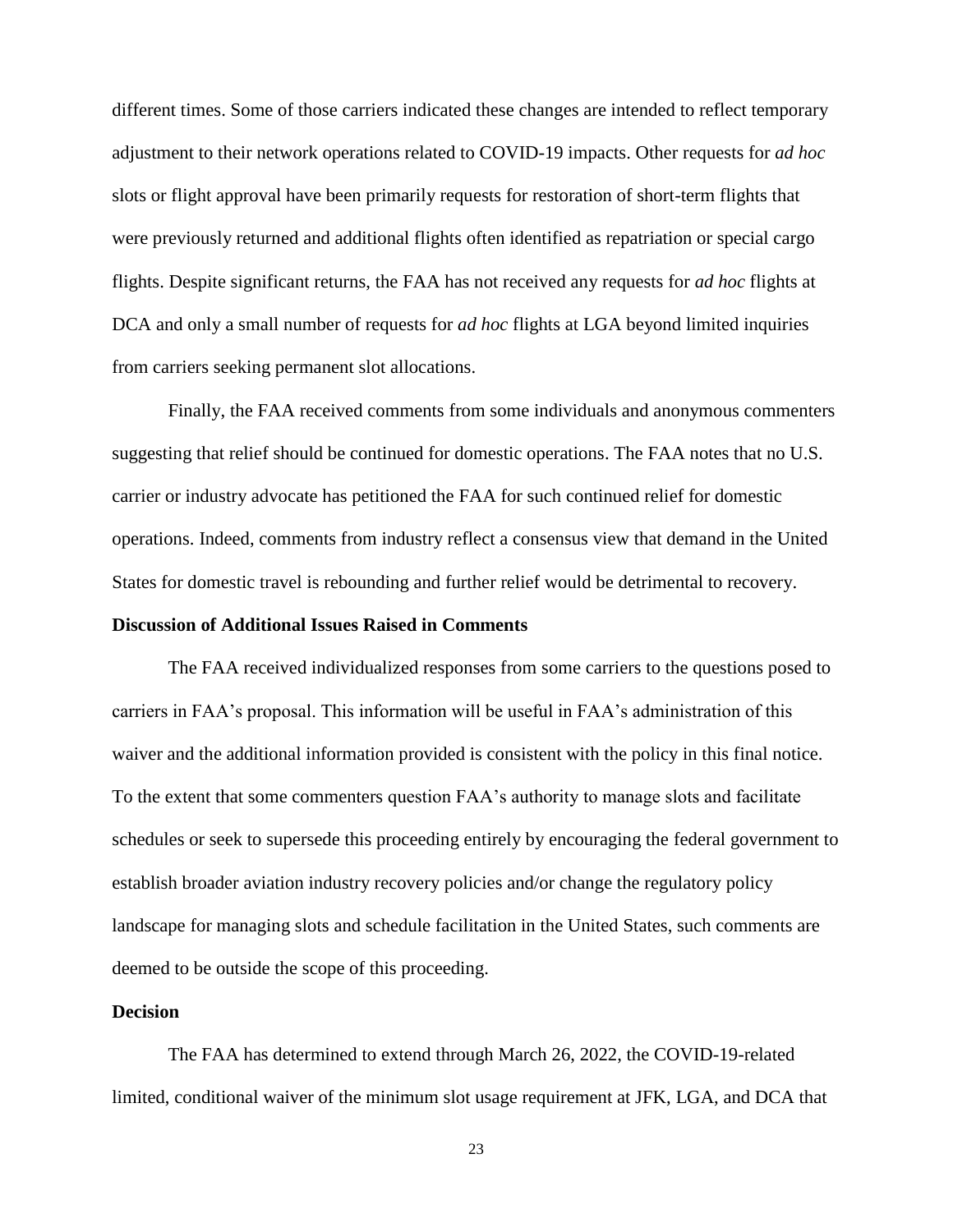different times. Some of those carriers indicated these changes are intended to reflect temporary adjustment to their network operations related to COVID-19 impacts. Other requests for *ad hoc* slots or flight approval have been primarily requests for restoration of short-term flights that were previously returned and additional flights often identified as repatriation or special cargo flights. Despite significant returns, the FAA has not received any requests for *ad hoc* flights at DCA and only a small number of requests for *ad hoc* flights at LGA beyond limited inquiries from carriers seeking permanent slot allocations.

Finally, the FAA received comments from some individuals and anonymous commenters suggesting that relief should be continued for domestic operations. The FAA notes that no U.S. carrier or industry advocate has petitioned the FAA for such continued relief for domestic operations. Indeed, comments from industry reflect a consensus view that demand in the United States for domestic travel is rebounding and further relief would be detrimental to recovery.

**Discussion of Additional Issues Raised in Comments**

The FAA received individualized responses from some carriers to the questions posed to carriers in FAA's proposal. This information will be useful in FAA's administration of this waiver and the additional information provided is consistent with the policy in this final notice. To the extent that some commenters question FAA's authority to manage slots and facilitate schedules or seek to supersede this proceeding entirely by encouraging the federal government to establish broader aviation industry recovery policies and/or change the regulatory policy landscape for managing slots and schedule facilitation in the United States, such comments are deemed to be outside the scope of this proceeding.

**Decision**

The FAA has determined to extend through March 26, 2022, the COVID-19-related limited, conditional waiver of the minimum slot usage requirement at JFK, LGA, and DCA that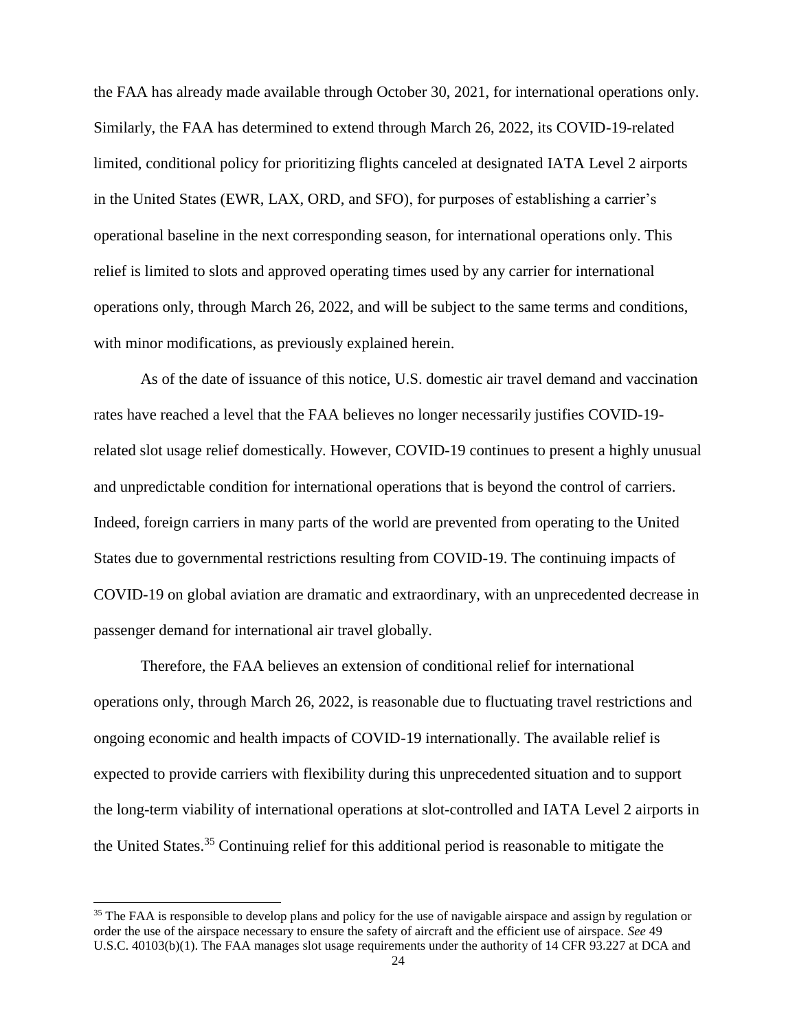the FAA has already made available through October 30, 2021, for international operations only. Similarly, the FAA has determined to extend through March 26, 2022, its COVID-19-related limited, conditional policy for prioritizing flights canceled at designated IATA Level 2 airports in the United States (EWR, LAX, ORD, and SFO), for purposes of establishing a carrier's operational baseline in the next corresponding season, for international operations only. This relief is limited to slots and approved operating times used by any carrier for international operations only, through March 26, 2022, and will be subject to the same terms and conditions, with minor modifications, as previously explained herein.

As of the date of issuance of this notice, U.S. domestic air travel demand and vaccination rates have reached a level that the FAA believes no longer necessarily justifies COVID-19-related slot usage relief domestically. However, COVID-19 continues to present a highly unusual and unpredictable condition for international operations that is beyond the control of carriers. Indeed, foreign carriers in many parts of the world are prevented from operating to the United States due to governmental restrictions resulting from COVID-19. The continuing impacts of COVID-19 on global aviation are dramatic and extraordinary, with an unprecedented decrease in passenger demand for international air travel globally.

Therefore, the FAA believes an extension of conditional relief for international operations only, through March 26, 2022, is reasonable due to fluctuating travel restrictions and ongoing economic and health impacts of COVID-19 internationally. The available relief is expected to provide carriers with flexibility during this unprecedented situation and to support the long-term viability of international operations at slot-controlled and IATA Level 2 airports in the United States.[35] Continuing relief for this additional period is reasonable to mitigate the

---

[35] The FAA is responsible to develop plans and policy for the use of navigable airspace and assign by regulation or order the use of the airspace necessary to ensure the safety of aircraft and the efficient use of airspace. *See* 49 U.S.C. 40103(b)(1). The FAA manages slot usage requirements under the authority of 14 CFR 93.227 at DCA and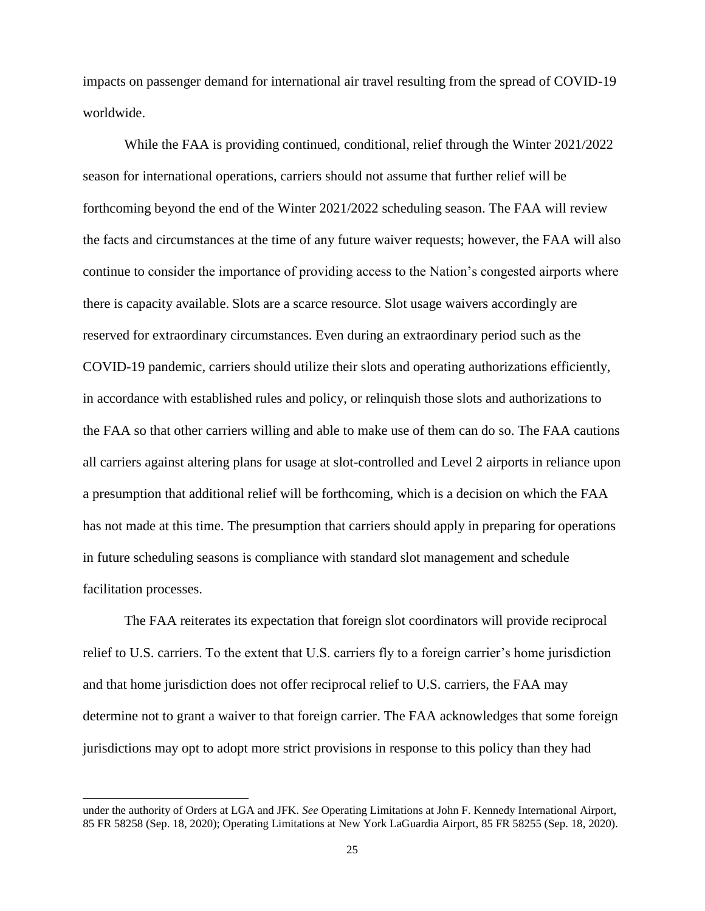impacts on passenger demand for international air travel resulting from the spread of COVID-19 worldwide.

While the FAA is providing continued, conditional, relief through the Winter 2021/2022 season for international operations, carriers should not assume that further relief will be forthcoming beyond the end of the Winter 2021/2022 scheduling season. The FAA will review the facts and circumstances at the time of any future waiver requests; however, the FAA will also continue to consider the importance of providing access to the Nation's congested airports where there is capacity available. Slots are a scarce resource. Slot usage waivers accordingly are reserved for extraordinary circumstances. Even during an extraordinary period such as the COVID-19 pandemic, carriers should utilize their slots and operating authorizations efficiently, in accordance with established rules and policy, or relinquish those slots and authorizations to the FAA so that other carriers willing and able to make use of them can do so. The FAA cautions all carriers against altering plans for usage at slot-controlled and Level 2 airports in reliance upon a presumption that additional relief will be forthcoming, which is a decision on which the FAA has not made at this time. The presumption that carriers should apply in preparing for operations in future scheduling seasons is compliance with standard slot management and schedule facilitation processes.

The FAA reiterates its expectation that foreign slot coordinators will provide reciprocal relief to U.S. carriers. To the extent that U.S. carriers fly to a foreign carrier's home jurisdiction and that home jurisdiction does not offer reciprocal relief to U.S. carriers, the FAA may determine not to grant a waiver to that foreign carrier. The FAA acknowledges that some foreign jurisdictions may opt to adopt more strict provisions in response to this policy than they had

---

under the authority of Orders at LGA and JFK. *See* Operating Limitations at John F. Kennedy International Airport, 85 FR 58258 (Sep. 18, 2020); Operating Limitations at New York LaGuardia Airport, 85 FR 58255 (Sep. 18, 2020).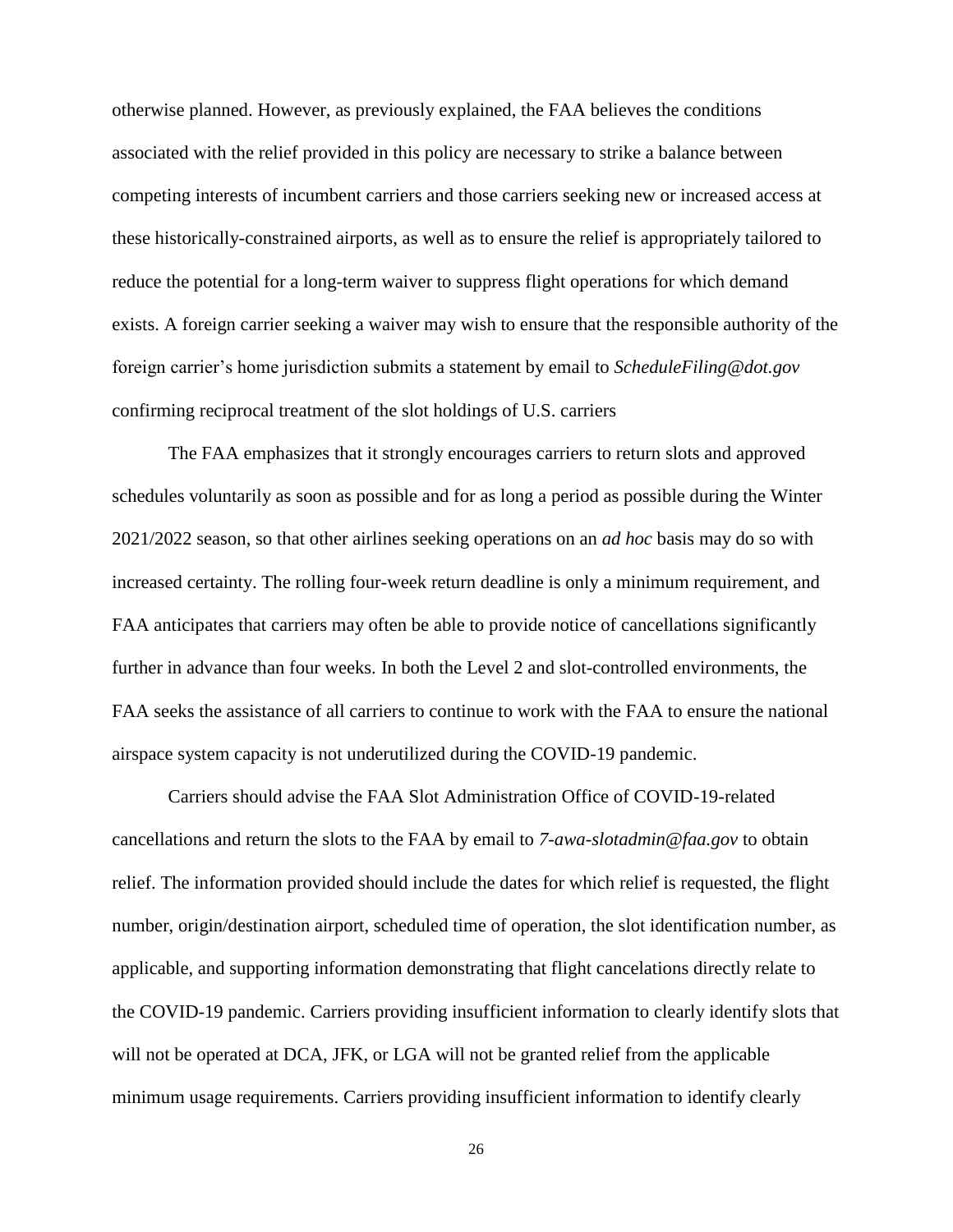otherwise planned. However, as previously explained, the FAA believes the conditions associated with the relief provided in this policy are necessary to strike a balance between competing interests of incumbent carriers and those carriers seeking new or increased access at these historically-constrained airports, as well as to ensure the relief is appropriately tailored to reduce the potential for a long-term waiver to suppress flight operations for which demand exists. A foreign carrier seeking a waiver may wish to ensure that the responsible authority of the foreign carrier's home jurisdiction submits a statement by email to *ScheduleFiling@dot.gov* confirming reciprocal treatment of the slot holdings of U.S. carriers

The FAA emphasizes that it strongly encourages carriers to return slots and approved schedules voluntarily as soon as possible and for as long a period as possible during the Winter 2021/2022 season, so that other airlines seeking operations on an *ad hoc* basis may do so with increased certainty. The rolling four-week return deadline is only a minimum requirement, and FAA anticipates that carriers may often be able to provide notice of cancellations significantly further in advance than four weeks. In both the Level 2 and slot-controlled environments, the FAA seeks the assistance of all carriers to continue to work with the FAA to ensure the national airspace system capacity is not underutilized during the COVID-19 pandemic.

Carriers should advise the FAA Slot Administration Office of COVID-19-related cancellations and return the slots to the FAA by email to *7-awa-slotadmin@faa.gov* to obtain relief. The information provided should include the dates for which relief is requested, the flight number, origin/destination airport, scheduled time of operation, the slot identification number, as applicable, and supporting information demonstrating that flight cancelations directly relate to the COVID-19 pandemic. Carriers providing insufficient information to clearly identify slots that will not be operated at DCA, JFK, or LGA will not be granted relief from the applicable minimum usage requirements. Carriers providing insufficient information to identify clearly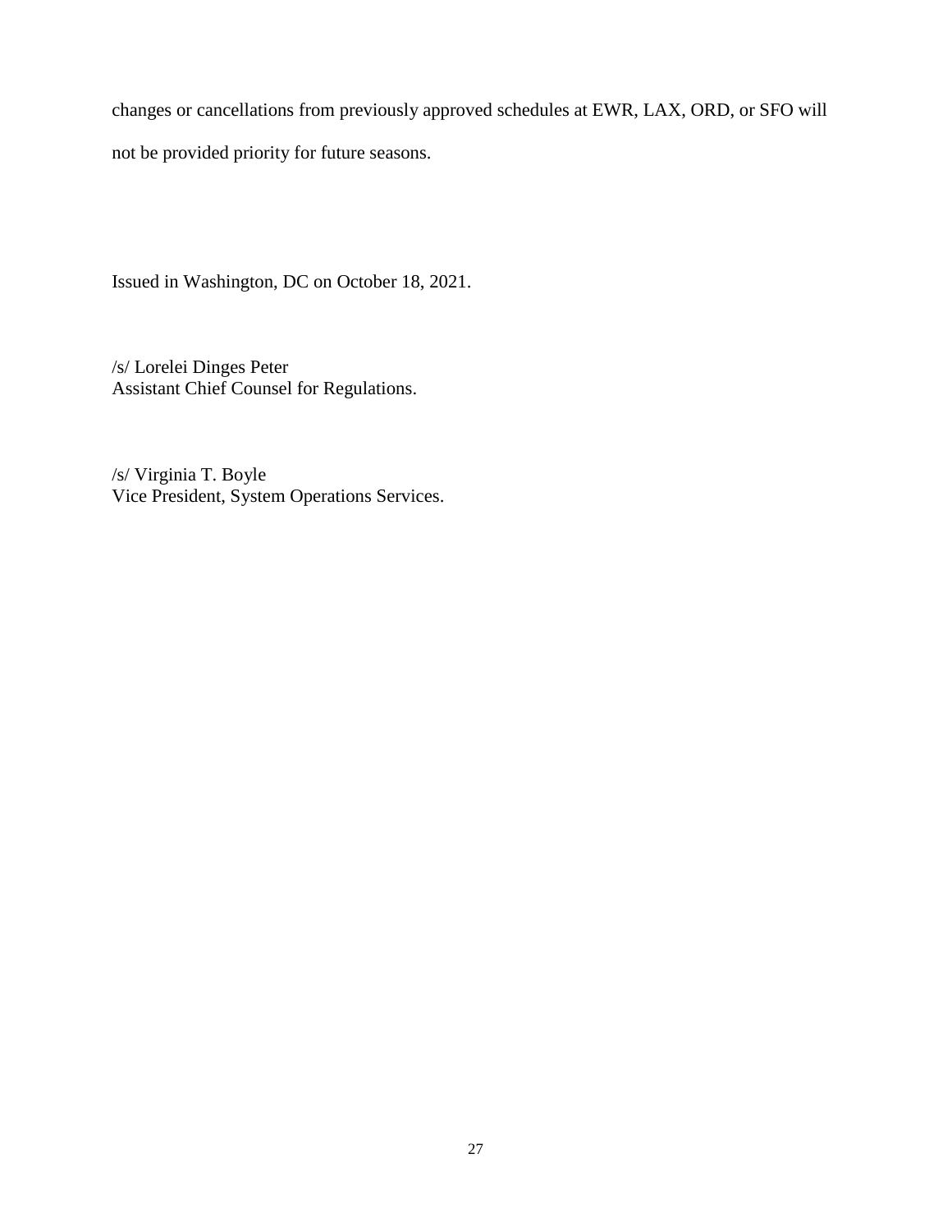changes or cancellations from previously approved schedules at EWR, LAX, ORD, or SFO will not be provided priority for future seasons.

Issued in Washington, DC on October 18, 2021.

/s/ Lorelei Dinges Peter
Assistant Chief Counsel for Regulations.

/s/ Virginia T. Boyle
Vice President, System Operations Services.